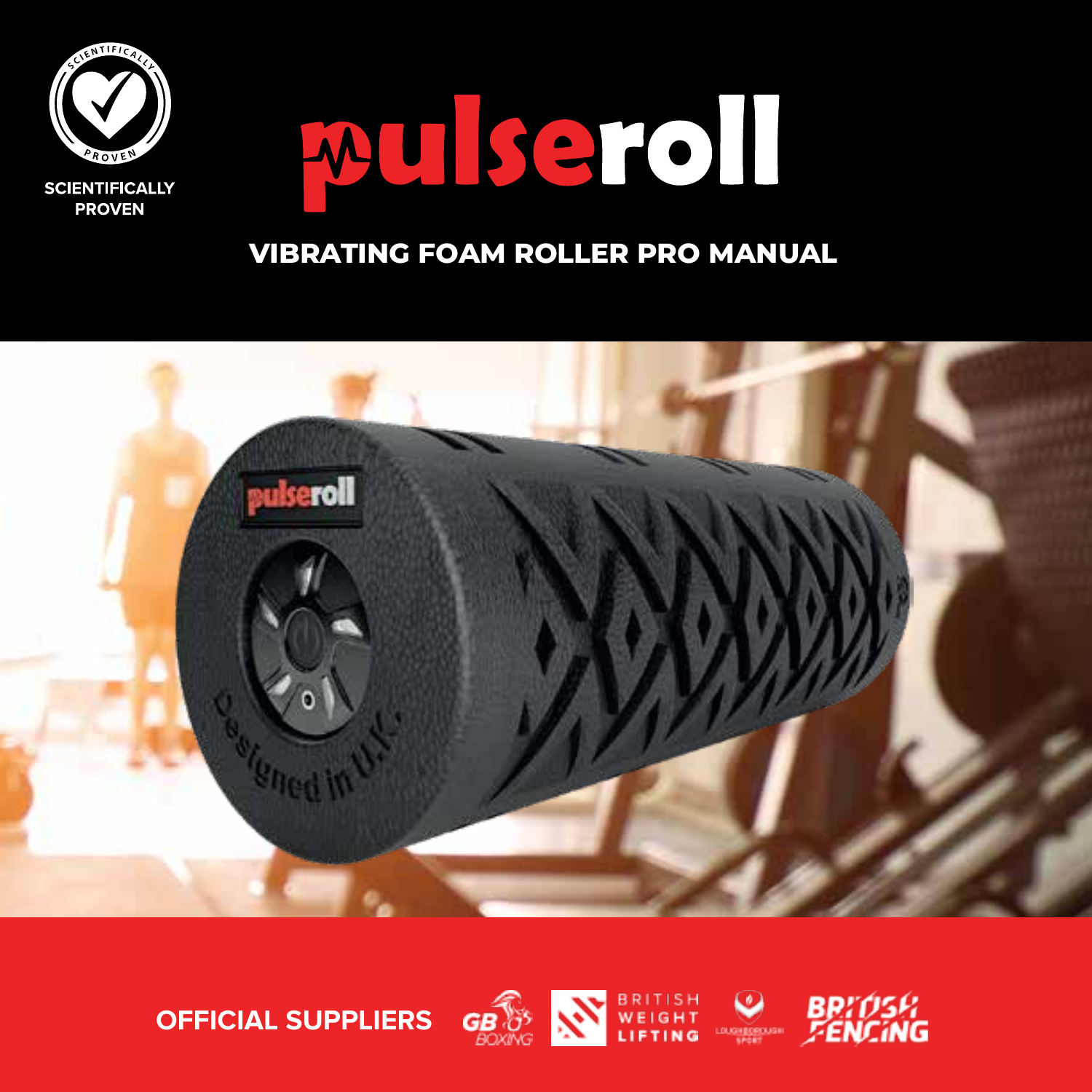SCIENTIFICALLY PROVEN

# pulseroll

## VIBRATING FOAM ROLLER PRO MANUAL

**OFFICIAL SUPPLIERS**

GB BOXING | BRITISH WEIGHT LIFTING | LOUGHBOROUGH SPORT | BRITISH FENCING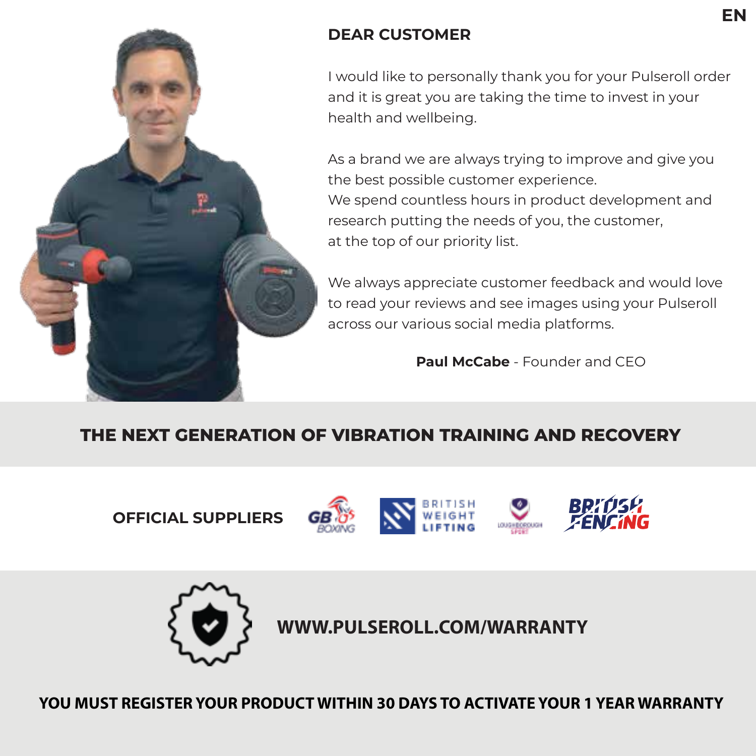## DEAR CUSTOMER

I would like to personally thank you for your Pulseroll order and it is great you are taking the time to invest in your health and wellbeing.

As a brand we are always trying to improve and give you the best possible customer experience.
We spend countless hours in product development and research putting the needs of you, the customer, at the top of our priority list.

We always appreciate customer feedback and would love to read your reviews and see images using your Pulseroll across our various social media platforms.

**Paul McCabe** - Founder and CEO

## THE NEXT GENERATION OF VIBRATION TRAINING AND RECOVERY

**OFFICIAL SUPPLIERS** GB BOXING, BRITISH WEIGHT LIFTING, LOUGHBOROUGH SPORT, BRITISH FENCING

**WWW.PULSEROLL.COM/WARRANTY**

**YOU MUST REGISTER YOUR PRODUCT WITHIN 30 DAYS TO ACTIVATE YOUR 1 YEAR WARRANTY**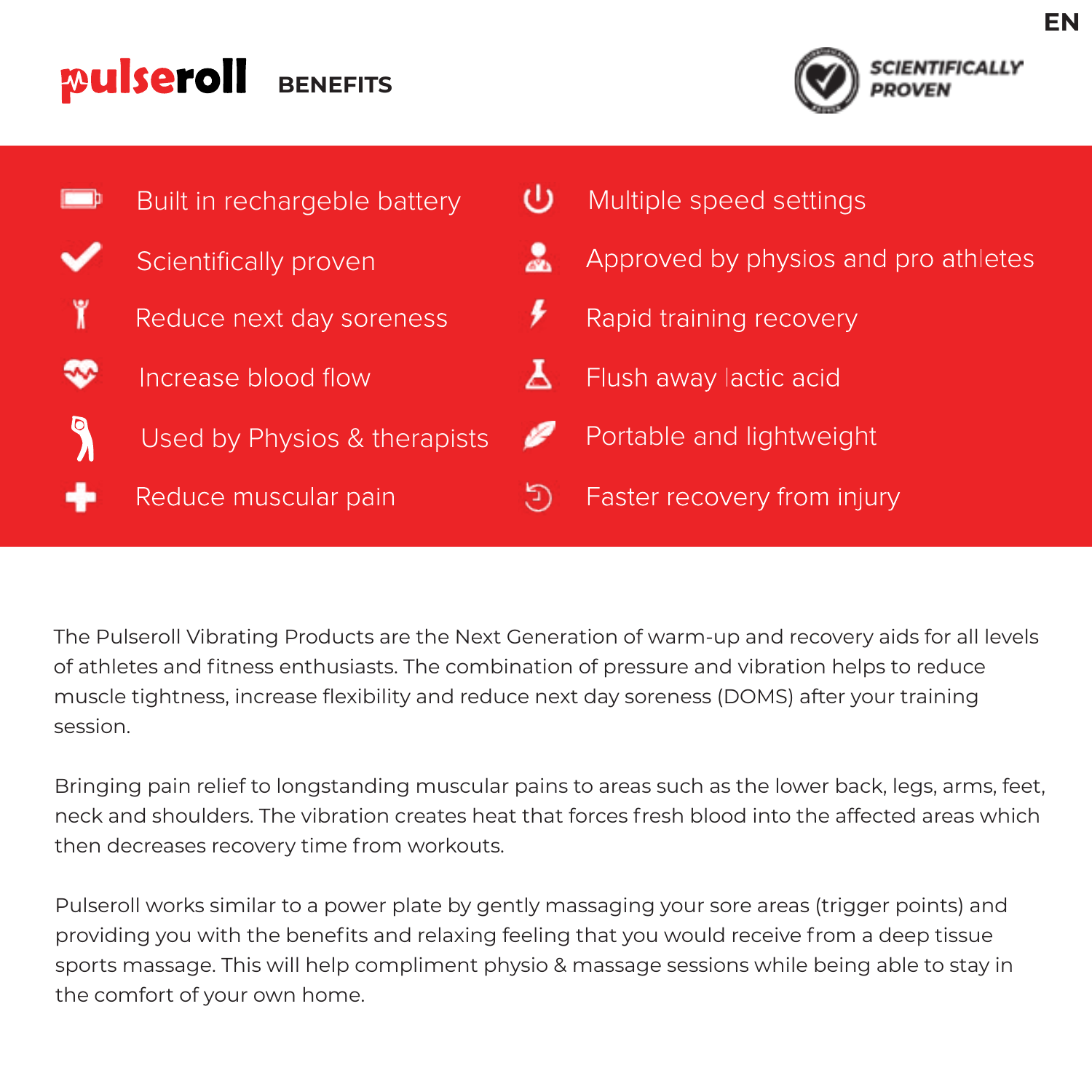EN

# pulseroll BENEFITS

SCIENTIFICALLY PROVEN

- Built in rechargeble battery
- Scientifically proven
- Reduce next day soreness
- Increase blood flow
- Used by Physios & therapists
- Reduce muscular pain
- Multiple speed settings
- Approved by physios and pro athletes
- Rapid training recovery
- Flush away lactic acid
- Portable and lightweight
- Faster recovery from injury

The Pulseroll Vibrating Products are the Next Generation of warm-up and recovery aids for all levels of athletes and fitness enthusiasts. The combination of pressure and vibration helps to reduce muscle tightness, increase flexibility and reduce next day soreness (DOMS) after your training session.

Bringing pain relief to longstanding muscular pains to areas such as the lower back, legs, arms, feet, neck and shoulders. The vibration creates heat that forces fresh blood into the affected areas which then decreases recovery time from workouts.

Pulseroll works similar to a power plate by gently massaging your sore areas (trigger points) and providing you with the benefits and relaxing feeling that you would receive from a deep tissue sports massage. This will help compliment physio & massage sessions while being able to stay in the comfort of your own home.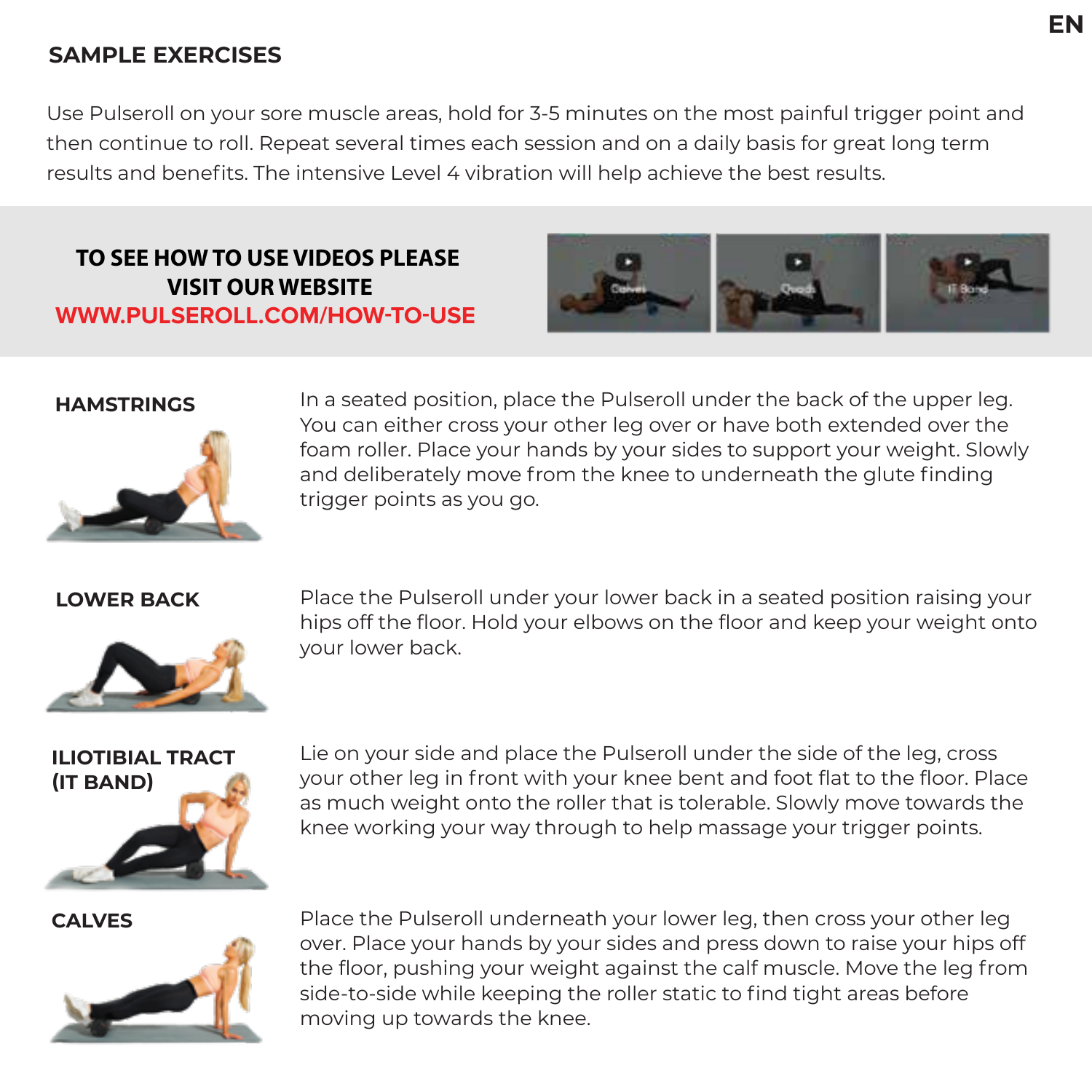## SAMPLE EXERCISES

Use Pulseroll on your sore muscle areas, hold for 3-5 minutes on the most painful trigger point and then continue to roll. Repeat several times each session and on a daily basis for great long term results and benefits. The intensive Level 4 vibration will help achieve the best results.

**TO SEE HOW TO USE VIDEOS PLEASE VISIT OUR WEBSITE**
**WWW.PULSEROLL.COM/HOW-TO-USE**

### HAMSTRINGS

In a seated position, place the Pulseroll under the back of the upper leg. You can either cross your other leg over or have both extended over the foam roller. Place your hands by your sides to support your weight. Slowly and deliberately move from the knee to underneath the glute finding trigger points as you go.

### LOWER BACK

Place the Pulseroll under your lower back in a seated position raising your hips off the floor. Hold your elbows on the floor and keep your weight onto your lower back.

### ILIOTIBIAL TRACT (IT BAND)

Lie on your side and place the Pulseroll under the side of the leg, cross your other leg in front with your knee bent and foot flat to the floor. Place as much weight onto the roller that is tolerable. Slowly move towards the knee working your way through to help massage your trigger points.

### CALVES

Place the Pulseroll underneath your lower leg, then cross your other leg over. Place your hands by your sides and press down to raise your hips off the floor, pushing your weight against the calf muscle. Move the leg from side-to-side while keeping the roller static to find tight areas before moving up towards the knee.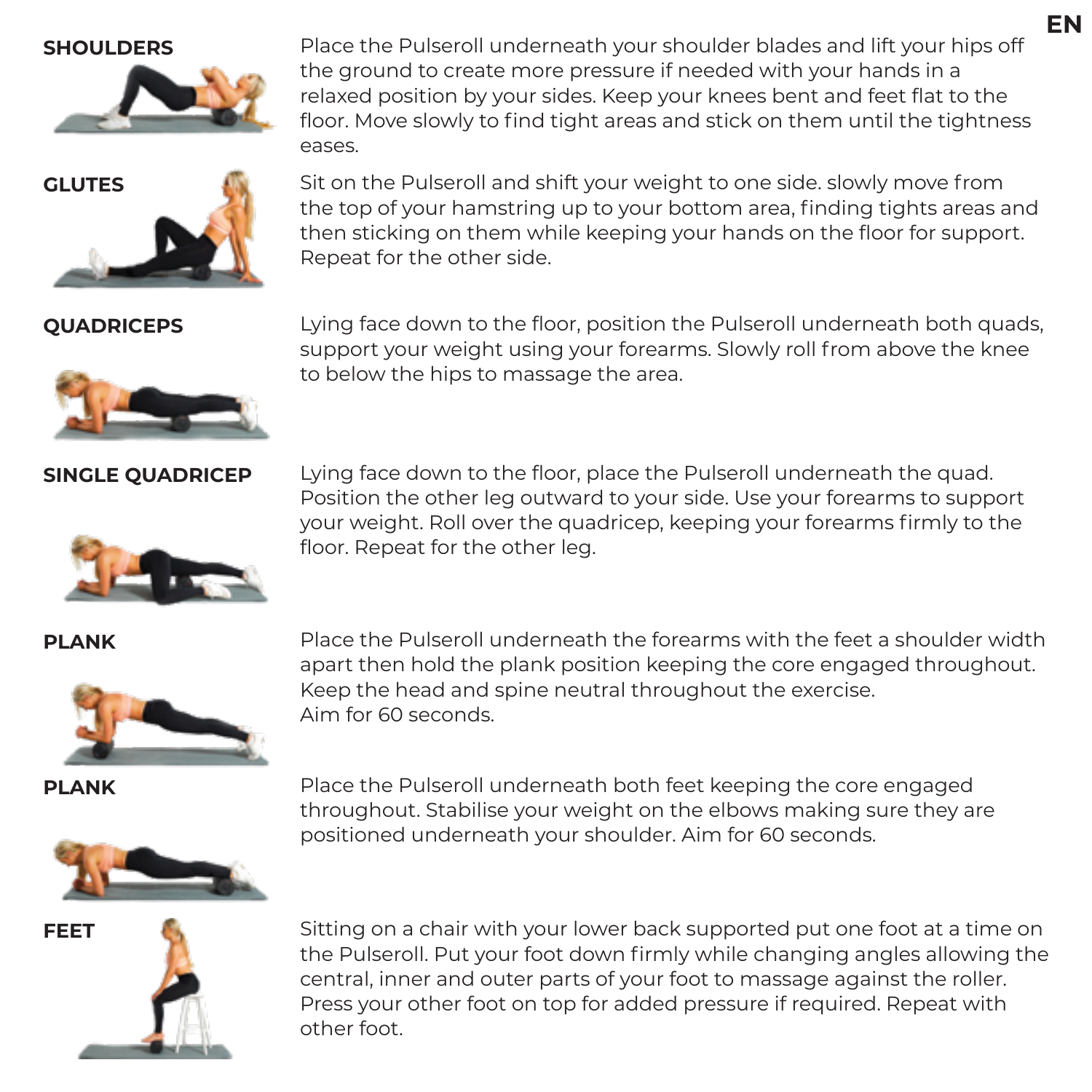## SHOULDERS

Place the Pulseroll underneath your shoulder blades and lift your hips off the ground to create more pressure if needed with your hands in a relaxed position by your sides. Keep your knees bent and feet flat to the floor. Move slowly to find tight areas and stick on them until the tightness eases.

## GLUTES

Sit on the Pulseroll and shift your weight to one side. slowly move from the top of your hamstring up to your bottom area, finding tights areas and then sticking on them while keeping your hands on the floor for support. Repeat for the other side.

## QUADRICEPS

Lying face down to the floor, position the Pulseroll underneath both quads, support your weight using your forearms. Slowly roll from above the knee to below the hips to massage the area.

## SINGLE QUADRICEP

Lying face down to the floor, place the Pulseroll underneath the quad. Position the other leg outward to your side. Use your forearms to support your weight. Roll over the quadricep, keeping your forearms firmly to the floor. Repeat for the other leg.

## PLANK

Place the Pulseroll underneath the forearms with the feet a shoulder width apart then hold the plank position keeping the core engaged throughout. Keep the head and spine neutral throughout the exercise.
Aim for 60 seconds.

## PLANK

Place the Pulseroll underneath both feet keeping the core engaged throughout. Stabilise your weight on the elbows making sure they are positioned underneath your shoulder. Aim for 60 seconds.

## FEET

Sitting on a chair with your lower back supported put one foot at a time on the Pulseroll. Put your foot down firmly while changing angles allowing the central, inner and outer parts of your foot to massage against the roller. Press your other foot on top for added pressure if required. Repeat with other foot.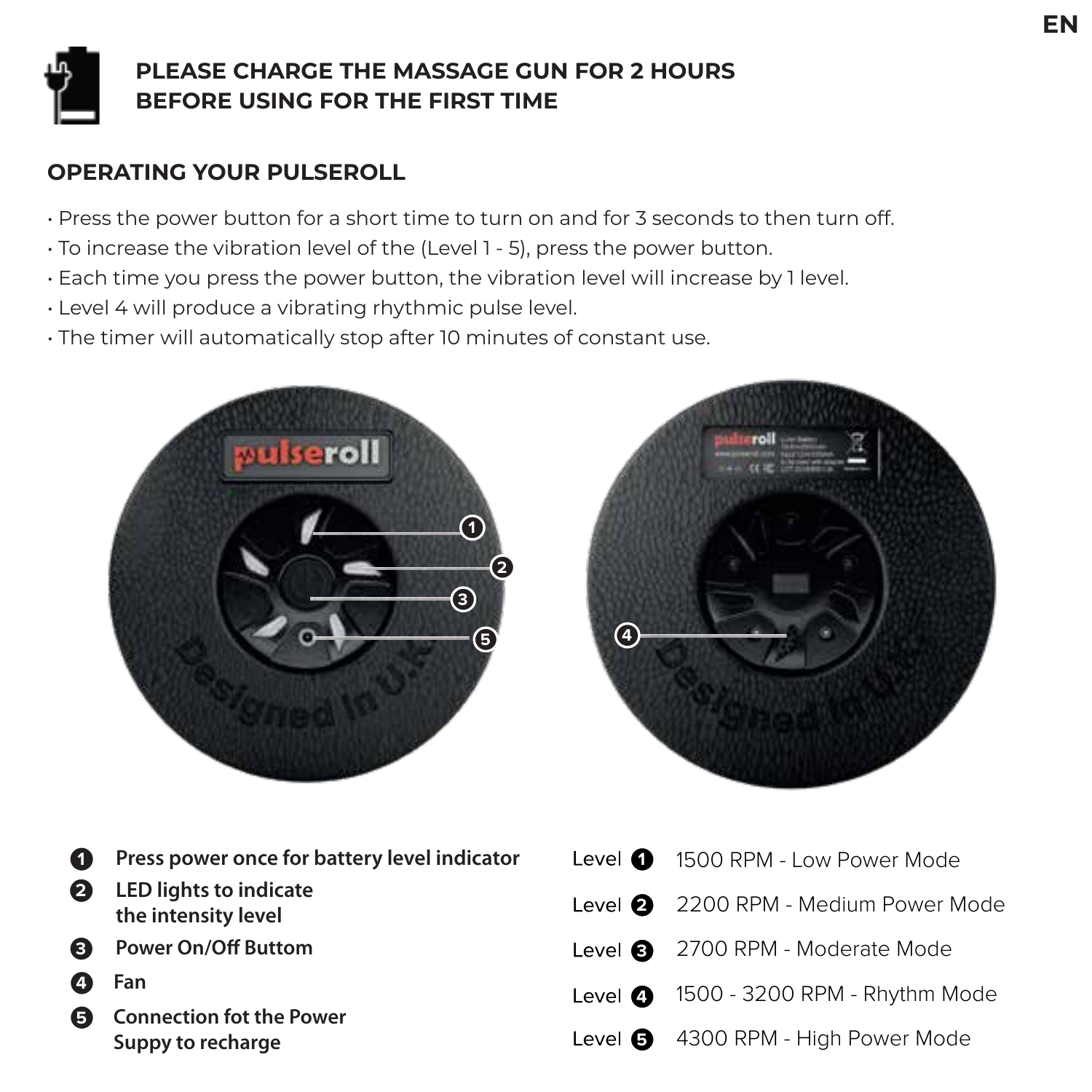## PLEASE CHARGE THE MASSAGE GUN FOR 2 HOURS BEFORE USING FOR THE FIRST TIME

## OPERATING YOUR PULSEROLL

- Press the power button for a short time to turn on and for 3 seconds to then turn off.
- To increase the vibration level of the (Level 1 - 5), press the power button.
- Each time you press the power button, the vibration level will increase by 1 level.
- Level 4 will produce a vibrating rhythmic pulse level.
- The timer will automatically stop after 10 minutes of constant use.

1. **Press power once for battery level indicator**
2. **LED lights to indicate the intensity level**
3. **Power On/Off Buttom**
4. **Fan**
5. **Connection fot the Power Suppy to recharge**

| Level | Mode |
| --- | --- |
| Level 1 | 1500 RPM - Low Power Mode |
| Level 2 | 2200 RPM - Medium Power Mode |
| Level 3 | 2700 RPM - Moderate Mode |
| Level 4 | 1500 - 3200 RPM - Rhythm Mode |
| Level 5 | 4300 RPM - High Power Mode |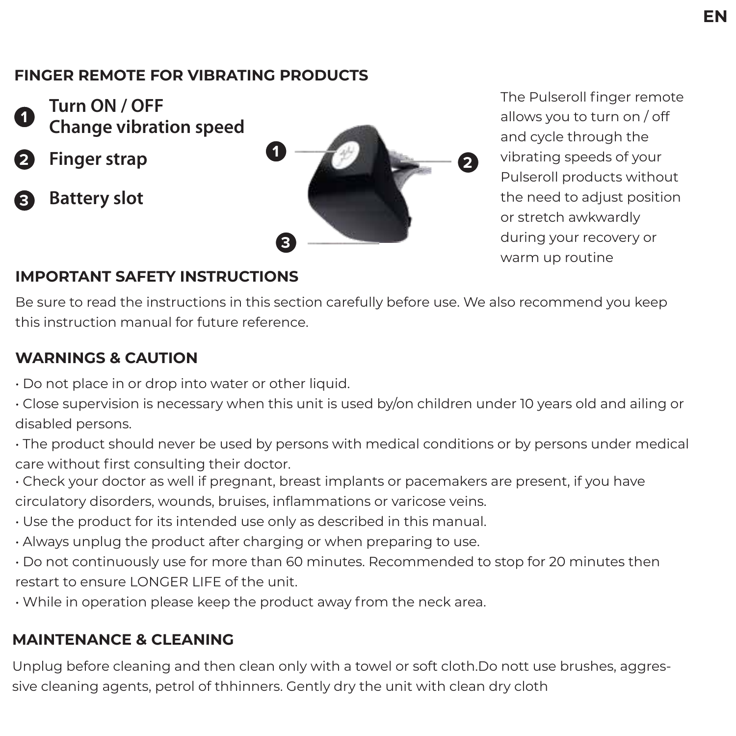## FINGER REMOTE FOR VIBRATING PRODUCTS

1. **Turn ON / OFF**
   **Change vibration speed**
2. **Finger strap**
3. **Battery slot**

The Pulseroll finger remote allows you to turn on / off and cycle through the vibrating speeds of your Pulseroll products without the need to adjust position or stretch awkwardly during your recovery or warm up routine

## IMPORTANT SAFETY INSTRUCTIONS

Be sure to read the instructions in this section carefully before use. We also recommend you keep this instruction manual for future reference.

## WARNINGS & CAUTION

- Do not place in or drop into water or other liquid.
- Close supervision is necessary when this unit is used by/on children under 10 years old and ailing or disabled persons.
- The product should never be used by persons with medical conditions or by persons under medical care without first consulting their doctor.
- Check your doctor as well if pregnant, breast implants or pacemakers are present, if you have circulatory disorders, wounds, bruises, inflammations or varicose veins.
- Use the product for its intended use only as described in this manual.
- Always unplug the product after charging or when preparing to use.
- Do not continuously use for more than 60 minutes. Recommended to stop for 20 minutes then restart to ensure LONGER LIFE of the unit.
- While in operation please keep the product away from the neck area.

## MAINTENANCE & CLEANING

Unplug before cleaning and then clean only with a towel or soft cloth.Do nott use brushes, aggressive cleaning agents, petrol of thhinners. Gently dry the unit with clean dry cloth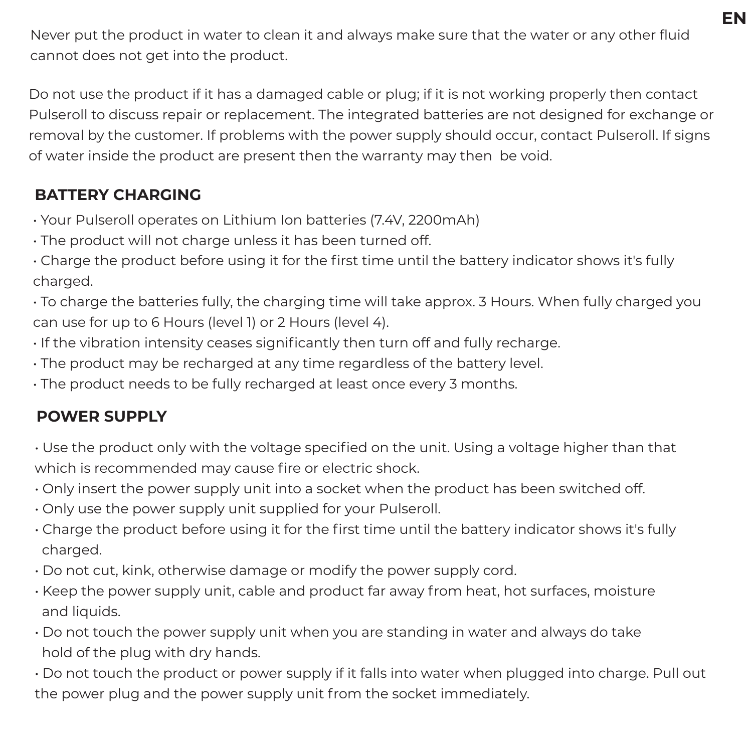Never put the product in water to clean it and always make sure that the water or any other fluid cannot does not get into the product.

Do not use the product if it has a damaged cable or plug; if it is not working properly then contact Pulseroll to discuss repair or replacement. The integrated batteries are not designed for exchange or removal by the customer. If problems with the power supply should occur, contact Pulseroll. If signs of water inside the product are present then the warranty may then be void.

## BATTERY CHARGING

- Your Pulseroll operates on Lithium Ion batteries (7.4V, 2200mAh)
- The product will not charge unless it has been turned off.
- Charge the product before using it for the first time until the battery indicator shows it's fully charged.
- To charge the batteries fully, the charging time will take approx. 3 Hours. When fully charged you can use for up to 6 Hours (level 1) or 2 Hours (level 4).
- If the vibration intensity ceases significantly then turn off and fully recharge.
- The product may be recharged at any time regardless of the battery level.
- The product needs to be fully recharged at least once every 3 months.

## POWER SUPPLY

- Use the product only with the voltage specified on the unit. Using a voltage higher than that which is recommended may cause fire or electric shock.
- Only insert the power supply unit into a socket when the product has been switched off.
- Only use the power supply unit supplied for your Pulseroll.
- Charge the product before using it for the first time until the battery indicator shows it's fully charged.
- Do not cut, kink, otherwise damage or modify the power supply cord.
- Keep the power supply unit, cable and product far away from heat, hot surfaces, moisture and liquids.
- Do not touch the power supply unit when you are standing in water and always do take hold of the plug with dry hands.
- Do not touch the product or power supply if it falls into water when plugged into charge. Pull out the power plug and the power supply unit from the socket immediately.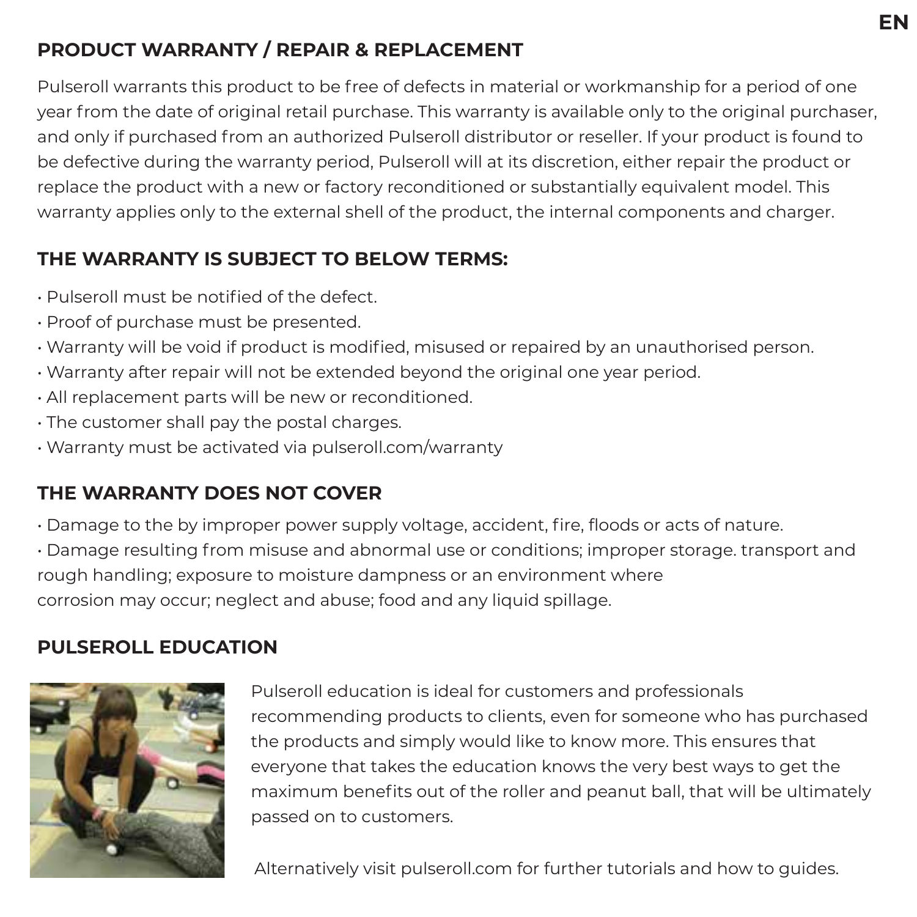## PRODUCT WARRANTY / REPAIR & REPLACEMENT

Pulseroll warrants this product to be free of defects in material or workmanship for a period of one year from the date of original retail purchase. This warranty is available only to the original purchaser, and only if purchased from an authorized Pulseroll distributor or reseller. If your product is found to be defective during the warranty period, Pulseroll will at its discretion, either repair the product or replace the product with a new or factory reconditioned or substantially equivalent model. This warranty applies only to the external shell of the product, the internal components and charger.

## THE WARRANTY IS SUBJECT TO BELOW TERMS:

- Pulseroll must be notified of the defect.
- Proof of purchase must be presented.
- Warranty will be void if product is modified, misused or repaired by an unauthorised person.
- Warranty after repair will not be extended beyond the original one year period.
- All replacement parts will be new or reconditioned.
- The customer shall pay the postal charges.
- Warranty must be activated via pulseroll.com/warranty

## THE WARRANTY DOES NOT COVER

- Damage to the by improper power supply voltage, accident, fire, floods or acts of nature.
- Damage resulting from misuse and abnormal use or conditions; improper storage. transport and rough handling; exposure to moisture dampness or an environment where corrosion may occur; neglect and abuse; food and any liquid spillage.

## PULSEROLL EDUCATION

Pulseroll education is ideal for customers and professionals recommending products to clients, even for someone who has purchased the products and simply would like to know more. This ensures that everyone that takes the education knows the very best ways to get the maximum benefits out of the roller and peanut ball, that will be ultimately passed on to customers.

Alternatively visit pulseroll.com for further tutorials and how to guides.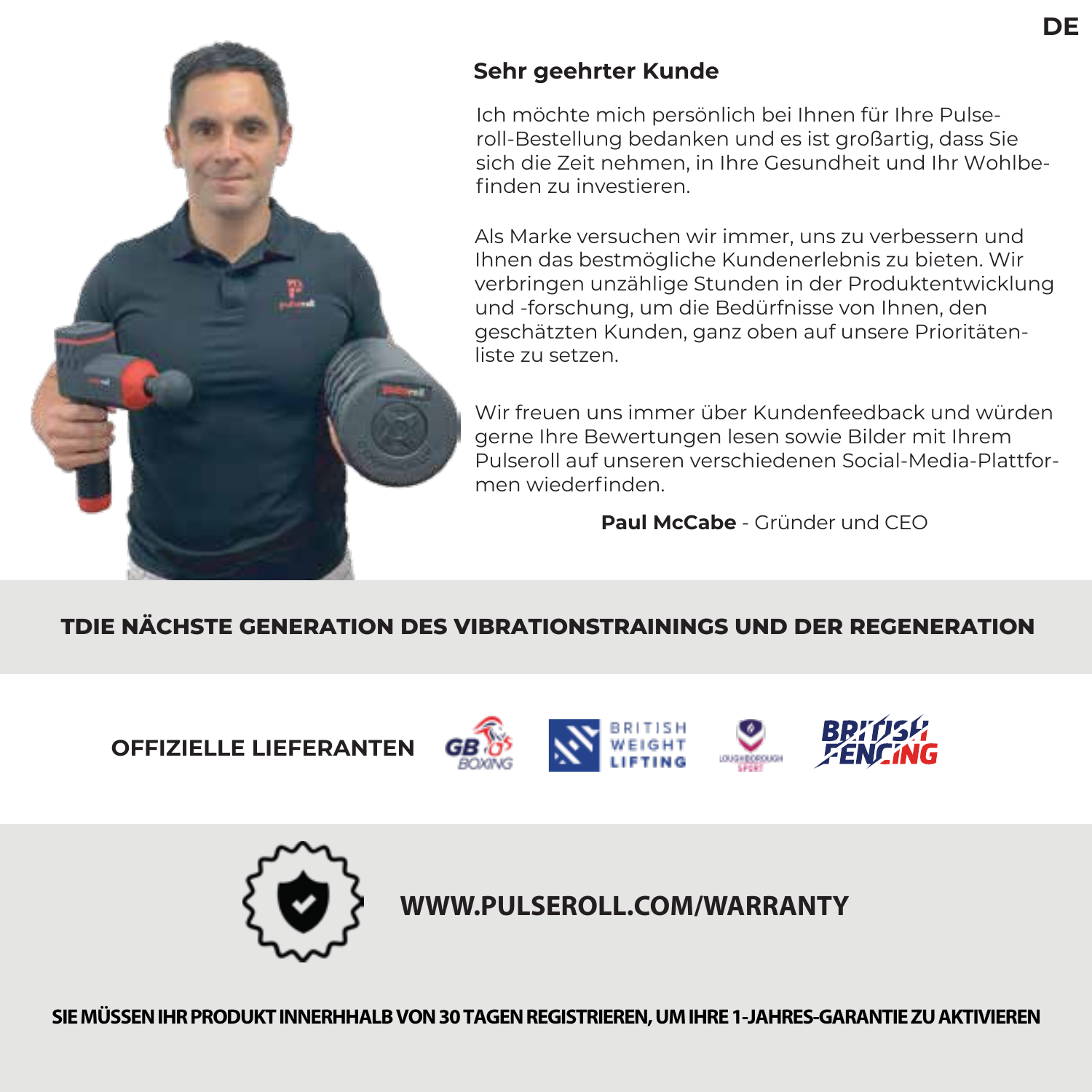DE

## Sehr geehrter Kunde

Ich möchte mich persönlich bei Ihnen für Ihre Pulseroll-Bestellung bedanken und es ist großartig, dass Sie sich die Zeit nehmen, in Ihre Gesundheit und Ihr Wohlbefinden zu investieren.

Als Marke versuchen wir immer, uns zu verbessern und Ihnen das bestmögliche Kundenerlebnis zu bieten. Wir verbringen unzählige Stunden in der Produktentwicklung und -forschung, um die Bedürfnisse von Ihnen, den geschätzten Kunden, ganz oben auf unsere Prioritätenliste zu setzen.

Wir freuen uns immer über Kundenfeedback und würden gerne Ihre Bewertungen lesen sowie Bilder mit Ihrem Pulseroll auf unseren verschiedenen Social-Media-Plattformen wiederfinden.

**Paul McCabe** - Gründer und CEO

**TDIE NÄCHSTE GENERATION DES VIBRATIONSTRAININGS UND DER REGENERATION**

**OFFIZIELLE LIEFERANTEN** GB BOXING · BRITISH WEIGHT LIFTING · LOUGHBOROUGH SPORT · BRITISH FENCING

**WWW.PULSEROLL.COM/WARRANTY**

**SIE MÜSSEN IHR PRODUKT INNERHHALB VON 30 TAGEN REGISTRIEREN, UM IHRE 1-JAHRES-GARANTIE ZU AKTIVIEREN**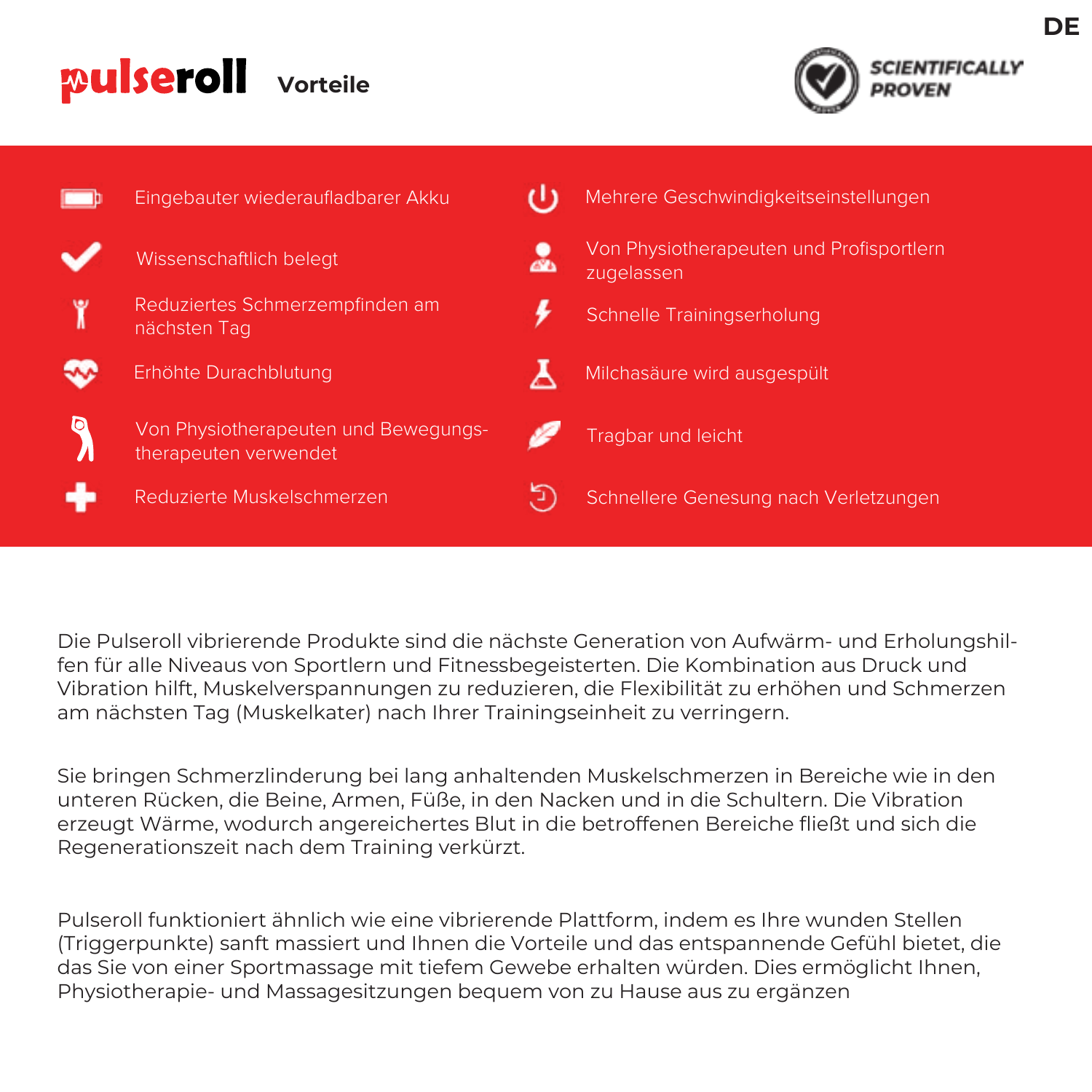DE

# pulseroll Vorteile

SCIENTIFICALLY PROVEN

- Eingebauter wiederaufladbarer Akku
- Wissenschaftlich belegt
- Reduziertes Schmerzempfinden am nächsten Tag
- Erhöhte Durachblutung
- Von Physiotherapeuten und Bewegungstherapeuten verwendet
- Reduzierte Muskelschmerzen
- Mehrere Geschwindigkeitseinstellungen
- Von Physiotherapeuten und Profisportlern zugelassen
- Schnelle Trainingserholung
- Milchasäure wird ausgespült
- Tragbar und leicht
- Schnellere Genesung nach Verletzungen

Die Pulseroll vibrierende Produkte sind die nächste Generation von Aufwärm- und Erholungshilfen für alle Niveaus von Sportlern und Fitnessbegeisterten. Die Kombination aus Druck und Vibration hilft, Muskelverspannungen zu reduzieren, die Flexibilität zu erhöhen und Schmerzen am nächsten Tag (Muskelkater) nach Ihrer Trainingseinheit zu verringern.

Sie bringen Schmerzlinderung bei lang anhaltenden Muskelschmerzen in Bereiche wie in den unteren Rücken, die Beine, Armen, Füße, in den Nacken und in die Schultern. Die Vibration erzeugt Wärme, wodurch angereichertes Blut in die betroffenen Bereiche fließt und sich die Regenerationszeit nach dem Training verkürzt.

Pulseroll funktioniert ähnlich wie eine vibrierende Plattform, indem es Ihre wunden Stellen (Triggerpunkte) sanft massiert und Ihnen die Vorteile und das entspannende Gefühl bietet, die das Sie von einer Sportmassage mit tiefem Gewebe erhalten würden. Dies ermöglicht Ihnen, Physiotherapie- und Massagesitzungen bequem von zu Hause aus zu ergänzen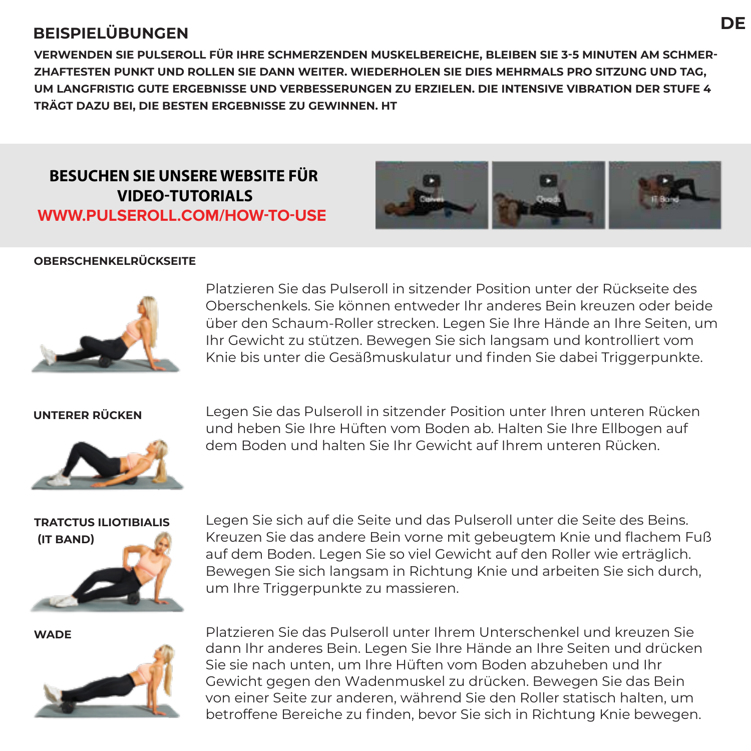## BEISPIELÜBUNGEN

**VERWENDEN SIE PULSEROLL FÜR IHRE SCHMERZENDEN MUSKELBEREICHE, BLEIBEN SIE 3-5 MINUTEN AM SCHMERZHAFTESTEN PUNKT UND ROLLEN SIE DANN WEITER. WIEDERHOLEN SIE DIES MEHRMALS PRO SITZUNG UND TAG, UM LANGFRISTIG GUTE ERGEBNISSE UND VERBESSERUNGEN ZU ERZIELEN. DIE INTENSIVE VIBRATION DER STUFE 4 TRÄGT DAZU BEI, DIE BESTEN ERGEBNISSE ZU GEWINNEN. HT**

**BESUCHEN SIE UNSERE WEBSITE FÜR VIDEO-TUTORIALS**
**WWW.PULSEROLL.COM/HOW-TO-USE**

### OBERSCHENKELRÜCKSEITE

Platzieren Sie das Pulseroll in sitzender Position unter der Rückseite des Oberschenkels. Sie können entweder Ihr anderes Bein kreuzen oder beide über den Schaum-Roller strecken. Legen Sie Ihre Hände an Ihre Seiten, um Ihr Gewicht zu stützen. Bewegen Sie sich langsam und kontrolliert vom Knie bis unter die Gesäßmuskulatur und finden Sie dabei Triggerpunkte.

### UNTERER RÜCKEN

Legen Sie das Pulseroll in sitzender Position unter Ihren unteren Rücken und heben Sie Ihre Hüften vom Boden ab. Halten Sie Ihre Ellbogen auf dem Boden und halten Sie Ihr Gewicht auf Ihrem unteren Rücken.

### TRATCTUS ILIOTIBIALIS (IT BAND)

Legen Sie sich auf die Seite und das Pulseroll unter die Seite des Beins. Kreuzen Sie das andere Bein vorne mit gebeugtem Knie und flachem Fuß auf dem Boden. Legen Sie so viel Gewicht auf den Roller wie erträglich. Bewegen Sie sich langsam in Richtung Knie und arbeiten Sie sich durch, um Ihre Triggerpunkte zu massieren.

### WADE

Platzieren Sie das Pulseroll unter Ihrem Unterschenkel und kreuzen Sie dann Ihr anderes Bein. Legen Sie Ihre Hände an Ihre Seiten und drücken Sie sie nach unten, um Ihre Hüften vom Boden abzuheben und Ihr Gewicht gegen den Wadenmuskel zu drücken. Bewegen Sie das Bein von einer Seite zur anderen, während Sie den Roller statisch halten, um betroffene Bereiche zu finden, bevor Sie sich in Richtung Knie bewegen.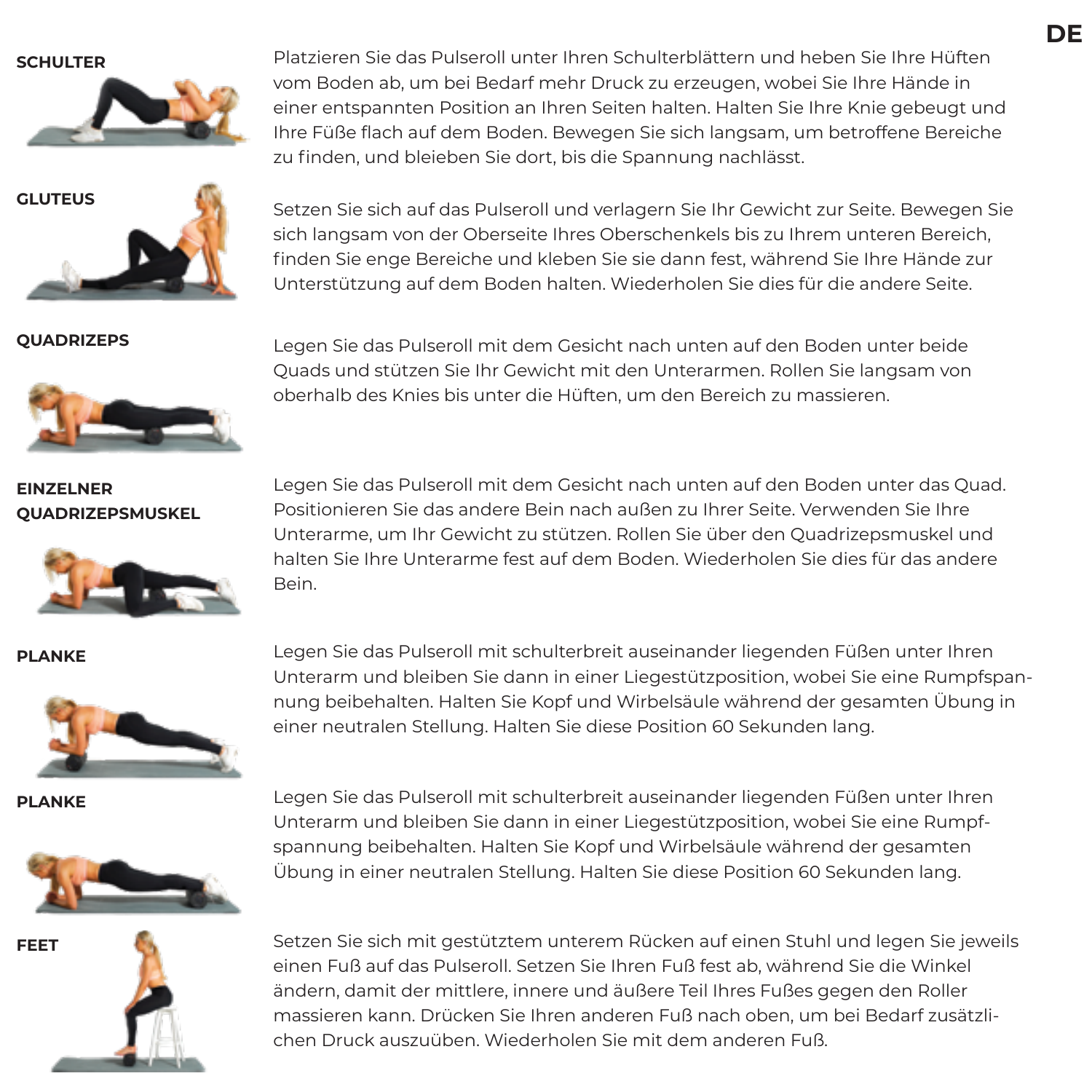**SCHULTER**

Platzieren Sie das Pulseroll unter Ihren Schulterblättern und heben Sie Ihre Hüften vom Boden ab, um bei Bedarf mehr Druck zu erzeugen, wobei Sie Ihre Hände in einer entspannten Position an Ihren Seiten halten. Halten Sie Ihre Knie gebeugt und Ihre Füße flach auf dem Boden. Bewegen Sie sich langsam, um betroffene Bereiche zu finden, und bleieben Sie dort, bis die Spannung nachlässt.

**GLUTEUS**

Setzen Sie sich auf das Pulseroll und verlagern Sie Ihr Gewicht zur Seite. Bewegen Sie sich langsam von der Oberseite Ihres Oberschenkels bis zu Ihrem unteren Bereich, finden Sie enge Bereiche und kleben Sie sie dann fest, während Sie Ihre Hände zur Unterstützung auf dem Boden halten. Wiederholen Sie dies für die andere Seite.

**QUADRIZEPS**

Legen Sie das Pulseroll mit dem Gesicht nach unten auf den Boden unter beide Quads und stützen Sie Ihr Gewicht mit den Unterarmen. Rollen Sie langsam von oberhalb des Knies bis unter die Hüften, um den Bereich zu massieren.

**EINZELNER QUADRIZEPSMUSKEL**

Legen Sie das Pulseroll mit dem Gesicht nach unten auf den Boden unter das Quad. Positionieren Sie das andere Bein nach außen zu Ihrer Seite. Verwenden Sie Ihre Unterarme, um Ihr Gewicht zu stützen. Rollen Sie über den Quadrizepsmuskel und halten Sie Ihre Unterarme fest auf dem Boden. Wiederholen Sie dies für das andere Bein.

**PLANKE**

Legen Sie das Pulseroll mit schulterbreit auseinander liegenden Füßen unter Ihren Unterarm und bleiben Sie dann in einer Liegestützposition, wobei Sie eine Rumpfspannung beibehalten. Halten Sie Kopf und Wirbelsäule während der gesamten Übung in einer neutralen Stellung. Halten Sie diese Position 60 Sekunden lang.

**PLANKE**

Legen Sie das Pulseroll mit schulterbreit auseinander liegenden Füßen unter Ihren Unterarm und bleiben Sie dann in einer Liegestützposition, wobei Sie eine Rumpfspannung beibehalten. Halten Sie Kopf und Wirbelsäule während der gesamten Übung in einer neutralen Stellung. Halten Sie diese Position 60 Sekunden lang.

**FEET**

Setzen Sie sich mit gestütztem unterem Rücken auf einen Stuhl und legen Sie jeweils einen Fuß auf das Pulseroll. Setzen Sie Ihren Fuß fest ab, während Sie die Winkel ändern, damit der mittlere, innere und äußere Teil Ihres Fußes gegen den Roller massieren kann. Drücken Sie Ihren anderen Fuß nach oben, um bei Bedarf zusätzlichen Druck auszuüben. Wiederholen Sie mit dem anderen Fuß.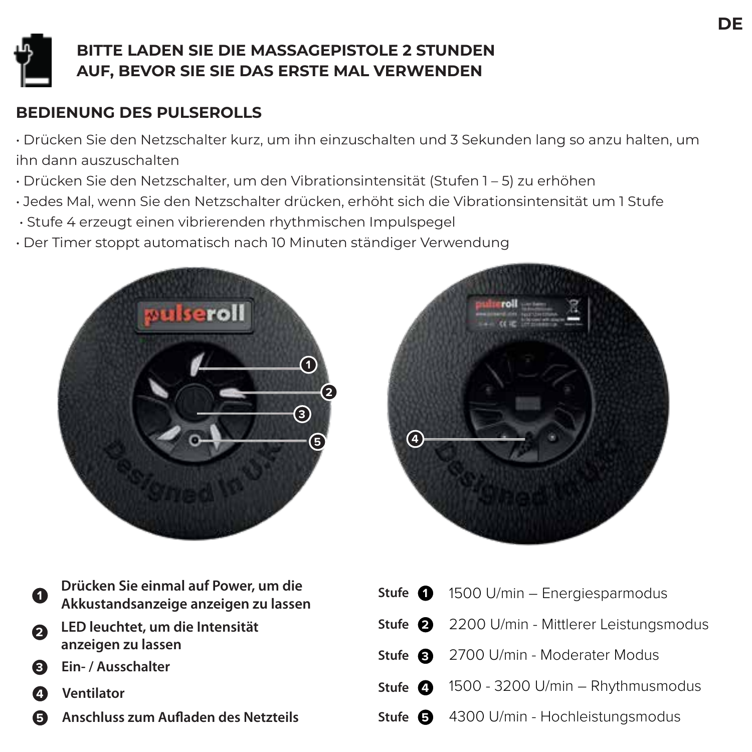## BITTE LADEN SIE DIE MASSAGEPISTOLE 2 STUNDEN AUF, BEVOR SIE SIE DAS ERSTE MAL VERWENDEN

## BEDIENUNG DES PULSEROLLS

- Drücken Sie den Netzschalter kurz, um ihn einzuschalten und 3 Sekunden lang so anzu halten, um ihn dann auszuschalten
- Drücken Sie den Netzschalter, um den Vibrationsintensität (Stufen 1 – 5) zu erhöhen
- Jedes Mal, wenn Sie den Netzschalter drücken, erhöht sich die Vibrationsintensität um 1 Stufe
- Stufe 4 erzeugt einen vibrierenden rhythmischen Impulspegel
- Der Timer stoppt automatisch nach 10 Minuten ständiger Verwendung

1. **Drücken Sie einmal auf Power, um die Akkustandsanzeige anzeigen zu lassen**
2. **LED leuchtet, um die Intensität anzeigen zu lassen**
3. **Ein- / Ausschalter**
4. **Ventilator**
5. **Anschluss zum Aufladen des Netzteils**

**Stufe 1** 1500 U/min – Energiesparmodus

**Stufe 2** 2200 U/min - Mittlerer Leistungsmodus

**Stufe 3** 2700 U/min - Moderater Modus

**Stufe 4** 1500 - 3200 U/min – Rhythmusmodus

**Stufe 5** 4300 U/min - Hochleistungsmodus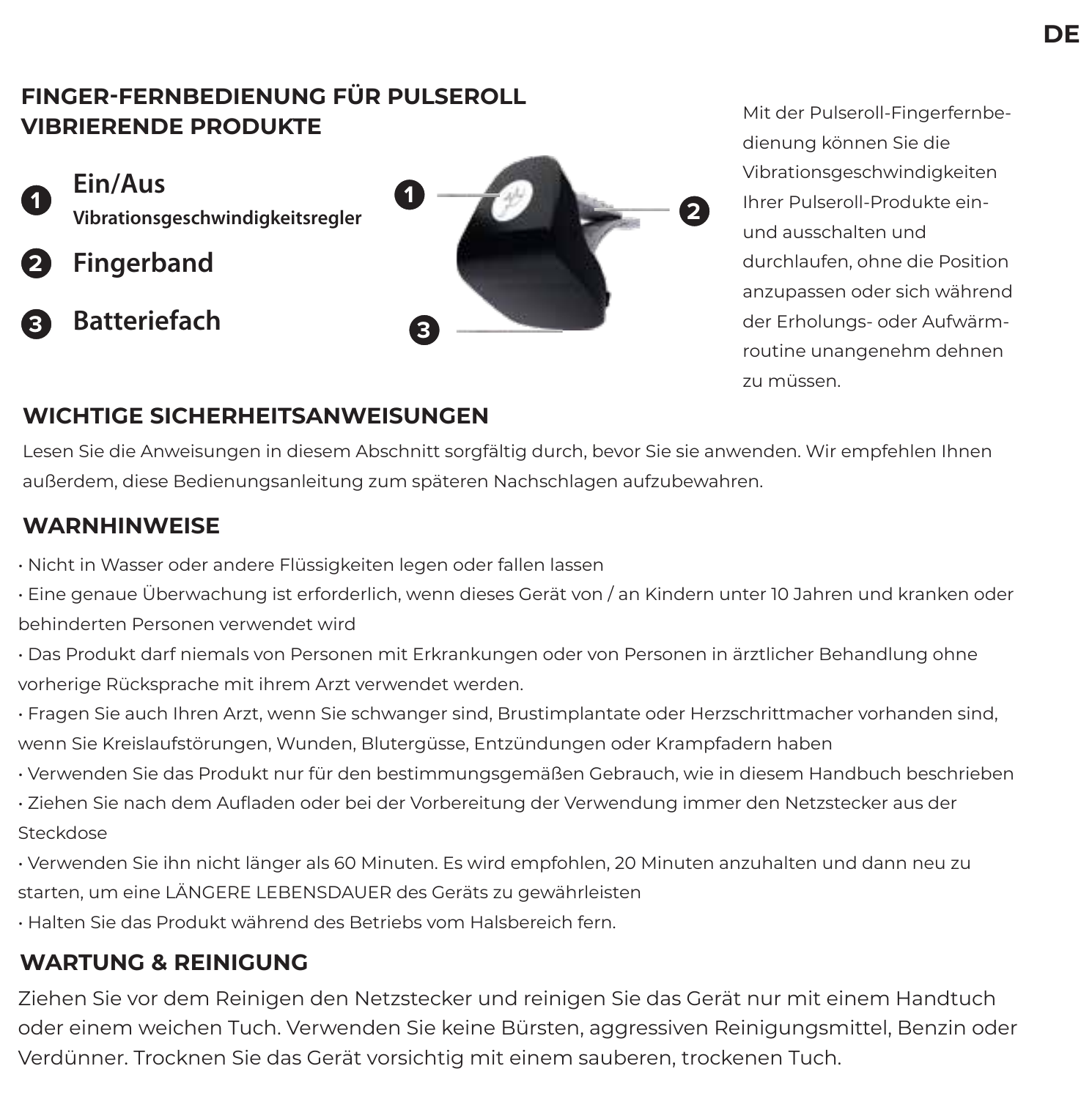## FINGER-FERNBEDIENUNG FÜR PULSEROLL VIBRIERENDE PRODUKTE

1. **Ein/Aus**
   **Vibrationsgeschwindigkeitsregler**
2. **Fingerband**
3. **Batteriefach**

Mit der Pulseroll-Fingerfernbedienung können Sie die Vibrationsgeschwindigkeiten Ihrer Pulseroll-Produkte ein- und ausschalten und durchlaufen, ohne die Position anzupassen oder sich während der Erholungs- oder Aufwärmroutine unangenehm dehnen zu müssen.

## WICHTIGE SICHERHEITSANWEISUNGEN

Lesen Sie die Anweisungen in diesem Abschnitt sorgfältig durch, bevor Sie sie anwenden. Wir empfehlen Ihnen außerdem, diese Bedienungsanleitung zum späteren Nachschlagen aufzubewahren.

## WARNHINWEISE

- Nicht in Wasser oder andere Flüssigkeiten legen oder fallen lassen
- Eine genaue Überwachung ist erforderlich, wenn dieses Gerät von / an Kindern unter 10 Jahren und kranken oder behinderten Personen verwendet wird
- Das Produkt darf niemals von Personen mit Erkrankungen oder von Personen in ärztlicher Behandlung ohne vorherige Rücksprache mit ihrem Arzt verwendet werden.
- Fragen Sie auch Ihren Arzt, wenn Sie schwanger sind, Brustimplantate oder Herzschrittmacher vorhanden sind, wenn Sie Kreislaufstörungen, Wunden, Blutergüsse, Entzündungen oder Krampfadern haben
- Verwenden Sie das Produkt nur für den bestimmungsgemäßen Gebrauch, wie in diesem Handbuch beschrieben
- Ziehen Sie nach dem Aufladen oder bei der Vorbereitung der Verwendung immer den Netzstecker aus der Steckdose
- Verwenden Sie ihn nicht länger als 60 Minuten. Es wird empfohlen, 20 Minuten anzuhalten und dann neu zu starten, um eine LÄNGERE LEBENSDAUER des Geräts zu gewährleisten
- Halten Sie das Produkt während des Betriebs vom Halsbereich fern.

## WARTUNG & REINIGUNG

Ziehen Sie vor dem Reinigen den Netzstecker und reinigen Sie das Gerät nur mit einem Handtuch oder einem weichen Tuch. Verwenden Sie keine Bürsten, aggressiven Reinigungsmittel, Benzin oder Verdünner. Trocknen Sie das Gerät vorsichtig mit einem sauberen, trockenen Tuch.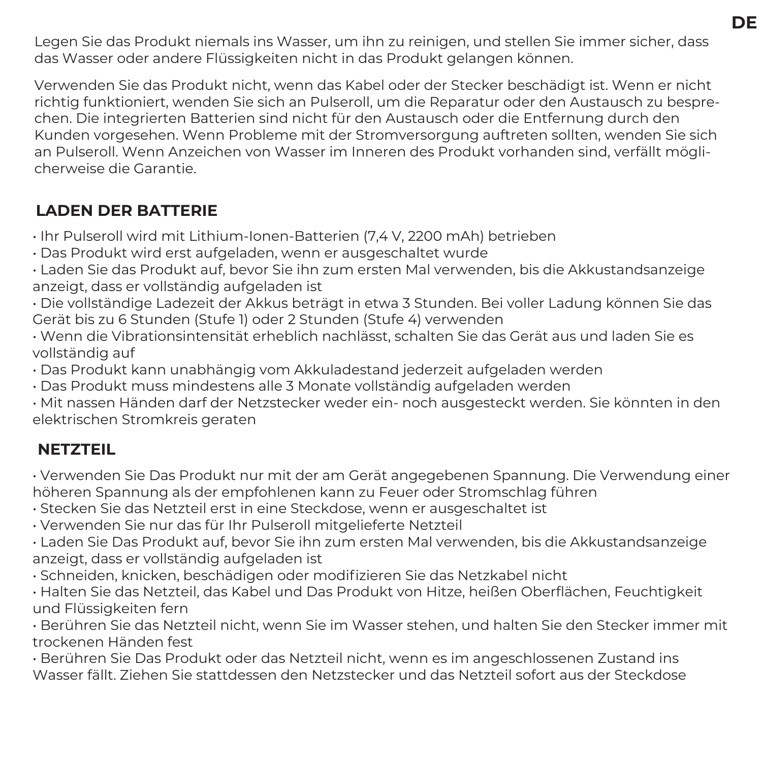Legen Sie das Produkt niemals ins Wasser, um ihn zu reinigen, und stellen Sie immer sicher, dass das Wasser oder andere Flüssigkeiten nicht in das Produkt gelangen können.

Verwenden Sie das Produkt nicht, wenn das Kabel oder der Stecker beschädigt ist. Wenn er nicht richtig funktioniert, wenden Sie sich an Pulseroll, um die Reparatur oder den Austausch zu besprechen. Die integrierten Batterien sind nicht für den Austausch oder die Entfernung durch den Kunden vorgesehen. Wenn Probleme mit der Stromversorgung auftreten sollten, wenden Sie sich an Pulseroll. Wenn Anzeichen von Wasser im Inneren des Produkt vorhanden sind, verfällt möglicherweise die Garantie.

## LADEN DER BATTERIE

- Ihr Pulseroll wird mit Lithium-Ionen-Batterien (7,4 V, 2200 mAh) betrieben
- Das Produkt wird erst aufgeladen, wenn er ausgeschaltet wurde
- Laden Sie das Produkt auf, bevor Sie ihn zum ersten Mal verwenden, bis die Akkustandsanzeige anzeigt, dass er vollständig aufgeladen ist
- Die vollständige Ladezeit der Akkus beträgt in etwa 3 Stunden. Bei voller Ladung können Sie das Gerät bis zu 6 Stunden (Stufe 1) oder 2 Stunden (Stufe 4) verwenden
- Wenn die Vibrationsintensität erheblich nachlässt, schalten Sie das Gerät aus und laden Sie es vollständig auf
- Das Produkt kann unabhängig vom Akkuladestand jederzeit aufgeladen werden
- Das Produkt muss mindestens alle 3 Monate vollständig aufgeladen werden
- Mit nassen Händen darf der Netzstecker weder ein- noch ausgesteckt werden. Sie könnten in den elektrischen Stromkreis geraten

## NETZTEIL

- Verwenden Sie Das Produkt nur mit der am Gerät angegebenen Spannung. Die Verwendung einer höheren Spannung als der empfohlenen kann zu Feuer oder Stromschlag führen
- Stecken Sie das Netzteil erst in eine Steckdose, wenn er ausgeschaltet ist
- Verwenden Sie nur das für Ihr Pulseroll mitgelieferte Netzteil
- Laden Sie Das Produkt auf, bevor Sie ihn zum ersten Mal verwenden, bis die Akkustandsanzeige anzeigt, dass er vollständig aufgeladen ist
- Schneiden, knicken, beschädigen oder modifizieren Sie das Netzkabel nicht
- Halten Sie das Netzteil, das Kabel und Das Produkt von Hitze, heißen Oberflächen, Feuchtigkeit und Flüssigkeiten fern
- Berühren Sie das Netzteil nicht, wenn Sie im Wasser stehen, und halten Sie den Stecker immer mit trockenen Händen fest
- Berühren Sie Das Produkt oder das Netzteil nicht, wenn es im angeschlossenen Zustand ins Wasser fällt. Ziehen Sie stattdessen den Netzstecker und das Netzteil sofort aus der Steckdose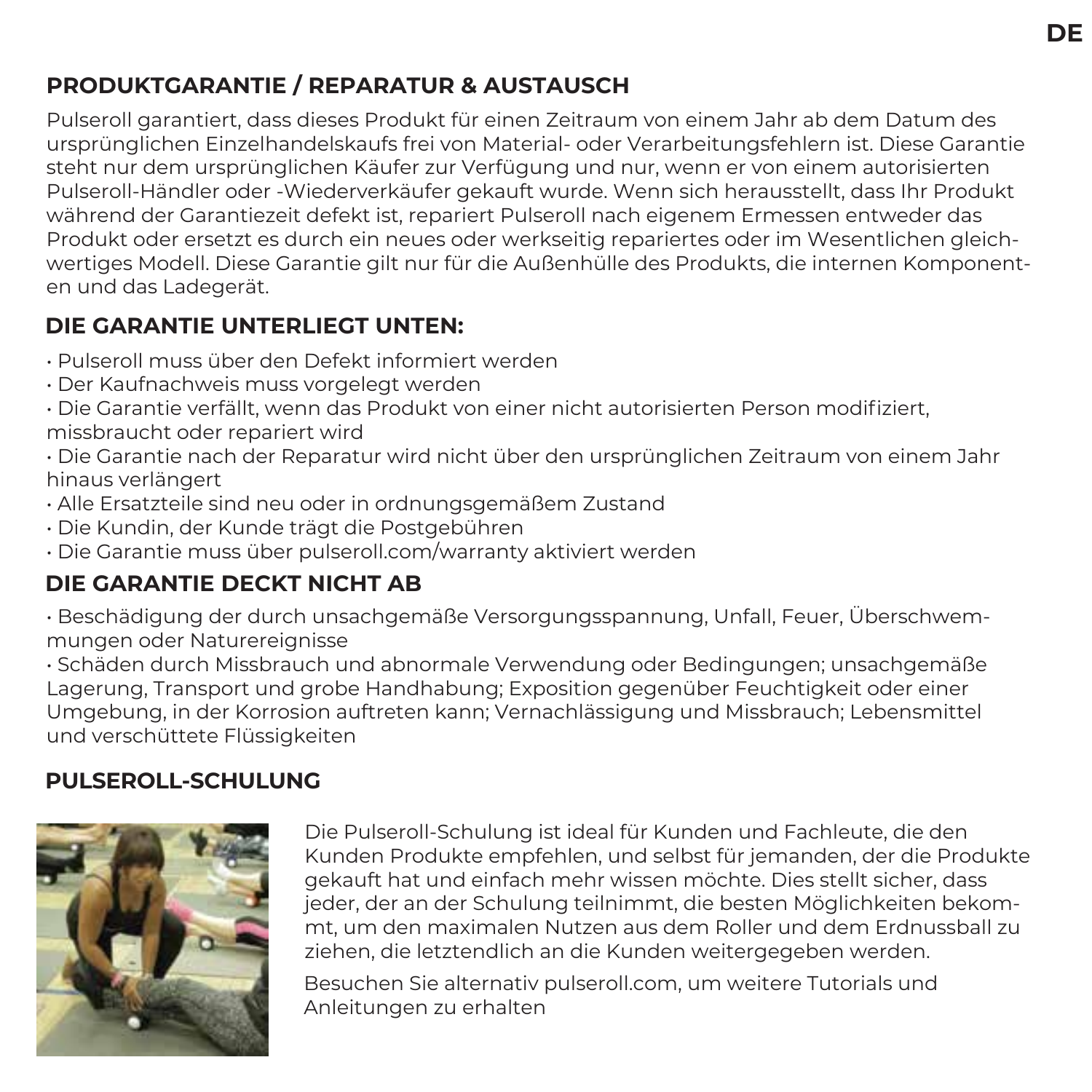## PRODUKTGARANTIE / REPARATUR & AUSTAUSCH

Pulseroll garantiert, dass dieses Produkt für einen Zeitraum von einem Jahr ab dem Datum des ursprünglichen Einzelhandelskaufs frei von Material- oder Verarbeitungsfehlern ist. Diese Garantie steht nur dem ursprünglichen Käufer zur Verfügung und nur, wenn er von einem autorisierten Pulseroll-Händler oder -Wiederverkäufer gekauft wurde. Wenn sich herausstellt, dass Ihr Produkt während der Garantiezeit defekt ist, repariert Pulseroll nach eigenem Ermessen entweder das Produkt oder ersetzt es durch ein neues oder werkseitig repariertes oder im Wesentlichen gleichwertiges Modell. Diese Garantie gilt nur für die Außenhülle des Produkts, die internen Komponenten und das Ladegerät.

## DIE GARANTIE UNTERLIEGT UNTEN:

- Pulseroll muss über den Defekt informiert werden
- Der Kaufnachweis muss vorgelegt werden
- Die Garantie verfällt, wenn das Produkt von einer nicht autorisierten Person modifiziert, missbraucht oder repariert wird
- Die Garantie nach der Reparatur wird nicht über den ursprünglichen Zeitraum von einem Jahr hinaus verlängert
- Alle Ersatzteile sind neu oder in ordnungsgemäßem Zustand
- Die Kundin, der Kunde trägt die Postgebühren
- Die Garantie muss über pulseroll.com/warranty aktiviert werden

## DIE GARANTIE DECKT NICHT AB

- Beschädigung der durch unsachgemäße Versorgungsspannung, Unfall, Feuer, Überschwemmungen oder Naturereignisse
- Schäden durch Missbrauch und abnormale Verwendung oder Bedingungen; unsachgemäße Lagerung, Transport und grobe Handhabung; Exposition gegenüber Feuchtigkeit oder einer Umgebung, in der Korrosion auftreten kann; Vernachlässigung und Missbrauch; Lebensmittel und verschüttete Flüssigkeiten

## PULSEROLL-SCHULUNG

Die Pulseroll-Schulung ist ideal für Kunden und Fachleute, die den Kunden Produkte empfehlen, und selbst für jemanden, der die Produkte gekauft hat und einfach mehr wissen möchte. Dies stellt sicher, dass jeder, der an der Schulung teilnimmt, die besten Möglichkeiten bekommt, um den maximalen Nutzen aus dem Roller und dem Erdnussball zu ziehen, die letztendlich an die Kunden weitergegeben werden.

Besuchen Sie alternativ pulseroll.com, um weitere Tutorials und Anleitungen zu erhalten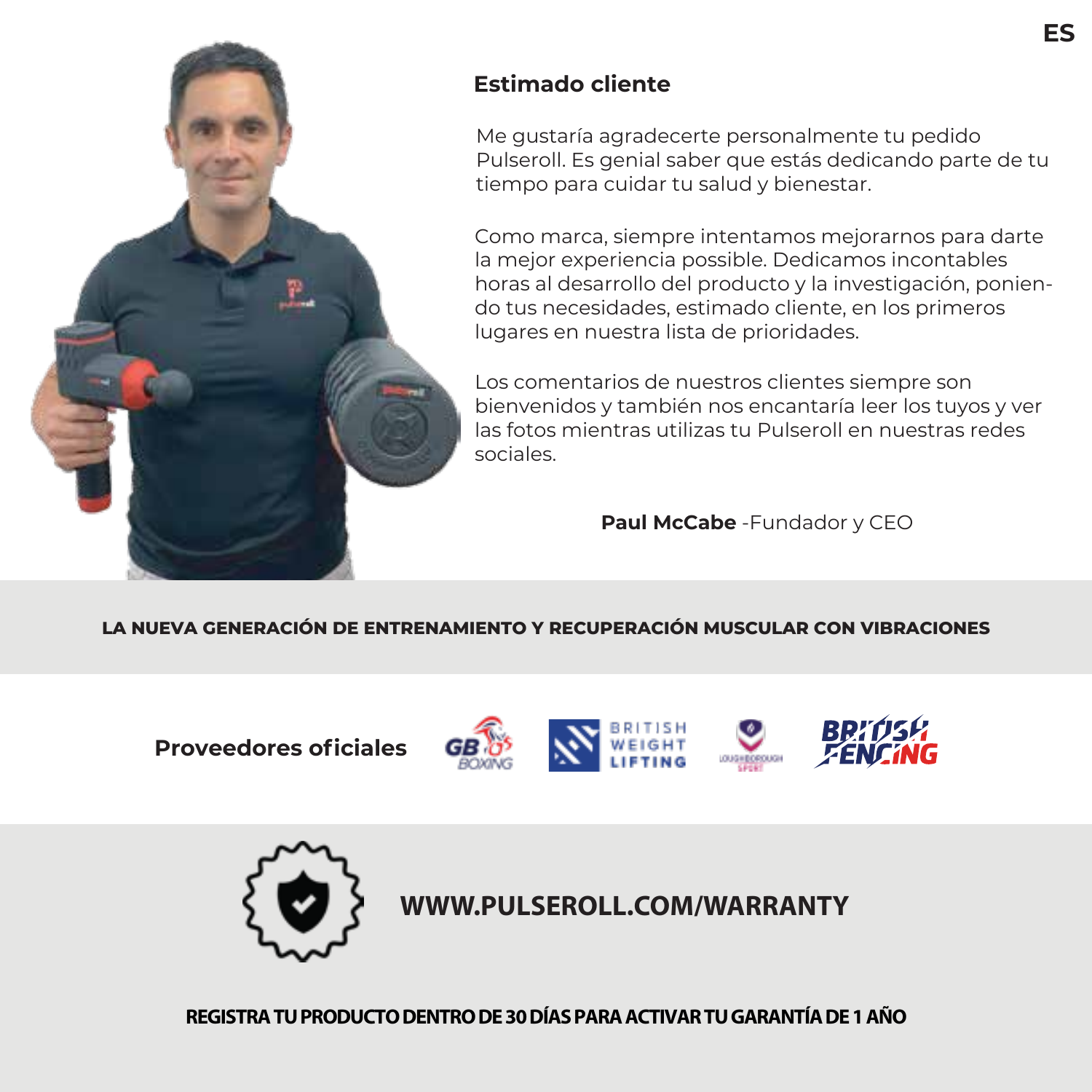ES

## Estimado cliente

Me gustaría agradecerte personalmente tu pedido Pulseroll. Es genial saber que estás dedicando parte de tu tiempo para cuidar tu salud y bienestar.

Como marca, siempre intentamos mejorarnos para darte la mejor experiencia possible. Dedicamos incontables horas al desarrollo del producto y la investigación, poniendo tus necesidades, estimado cliente, en los primeros lugares en nuestra lista de prioridades.

Los comentarios de nuestros clientes siempre son bienvenidos y también nos encantaría leer los tuyos y ver las fotos mientras utilizas tu Pulseroll en nuestras redes sociales.

**Paul McCabe** -Fundador y CEO

**LA NUEVA GENERACIÓN DE ENTRENAMIENTO Y RECUPERACIÓN MUSCULAR CON VIBRACIONES**

**Proveedores oficiales**

**WWW.PULSEROLL.COM/WARRANTY**

**REGISTRA TU PRODUCTO DENTRO DE 30 DÍAS PARA ACTIVAR TU GARANTÍA DE 1 AÑO**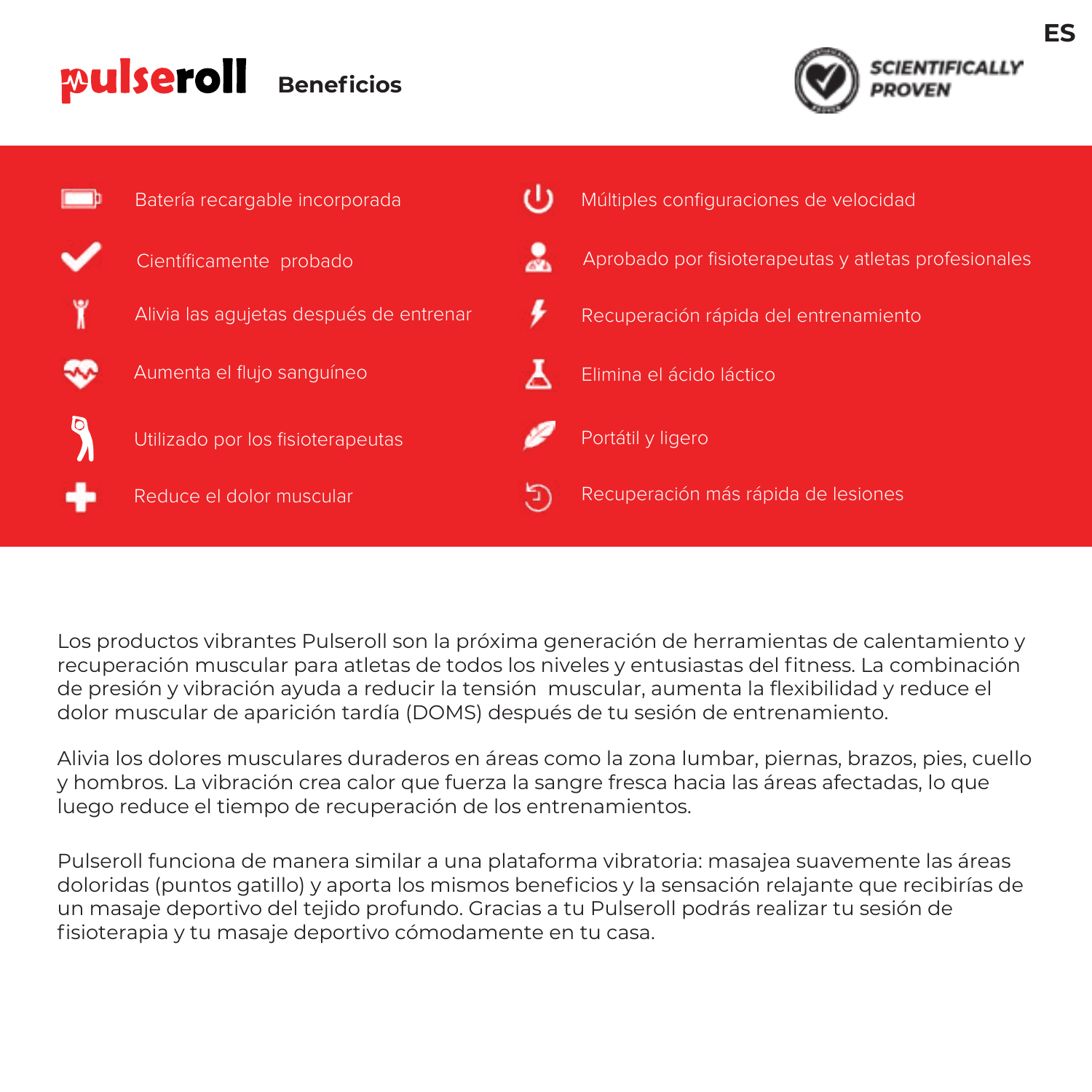# pulseroll Beneficios

SCIENTIFICALLY PROVEN

- Batería recargable incorporada
- Científicamente probado
- Alivia las agujetas después de entrenar
- Aumenta el flujo sanguíneo
- Utilizado por los fisioterapeutas
- Reduce el dolor muscular
- Múltiples configuraciones de velocidad
- Aprobado por fisioterapeutas y atletas profesionales
- Recuperación rápida del entrenamiento
- Elimina el ácido láctico
- Portátil y ligero
- Recuperación más rápida de lesiones

Los productos vibrantes Pulseroll son la próxima generación de herramientas de calentamiento y recuperación muscular para atletas de todos los niveles y entusiastas del fitness. La combinación de presión y vibración ayuda a reducir la tensión muscular, aumenta la flexibilidad y reduce el dolor muscular de aparición tardía (DOMS) después de tu sesión de entrenamiento.

Alivia los dolores musculares duraderos en áreas como la zona lumbar, piernas, brazos, pies, cuello y hombros. La vibración crea calor que fuerza la sangre fresca hacia las áreas afectadas, lo que luego reduce el tiempo de recuperación de los entrenamientos.

Pulseroll funciona de manera similar a una plataforma vibratoria: masajea suavemente las áreas doloridas (puntos gatillo) y aporta los mismos beneficios y la sensación relajante que recibirías de un masaje deportivo del tejido profundo. Gracias a tu Pulseroll podrás realizar tu sesión de fisioterapia y tu masaje deportivo cómodamente en tu casa.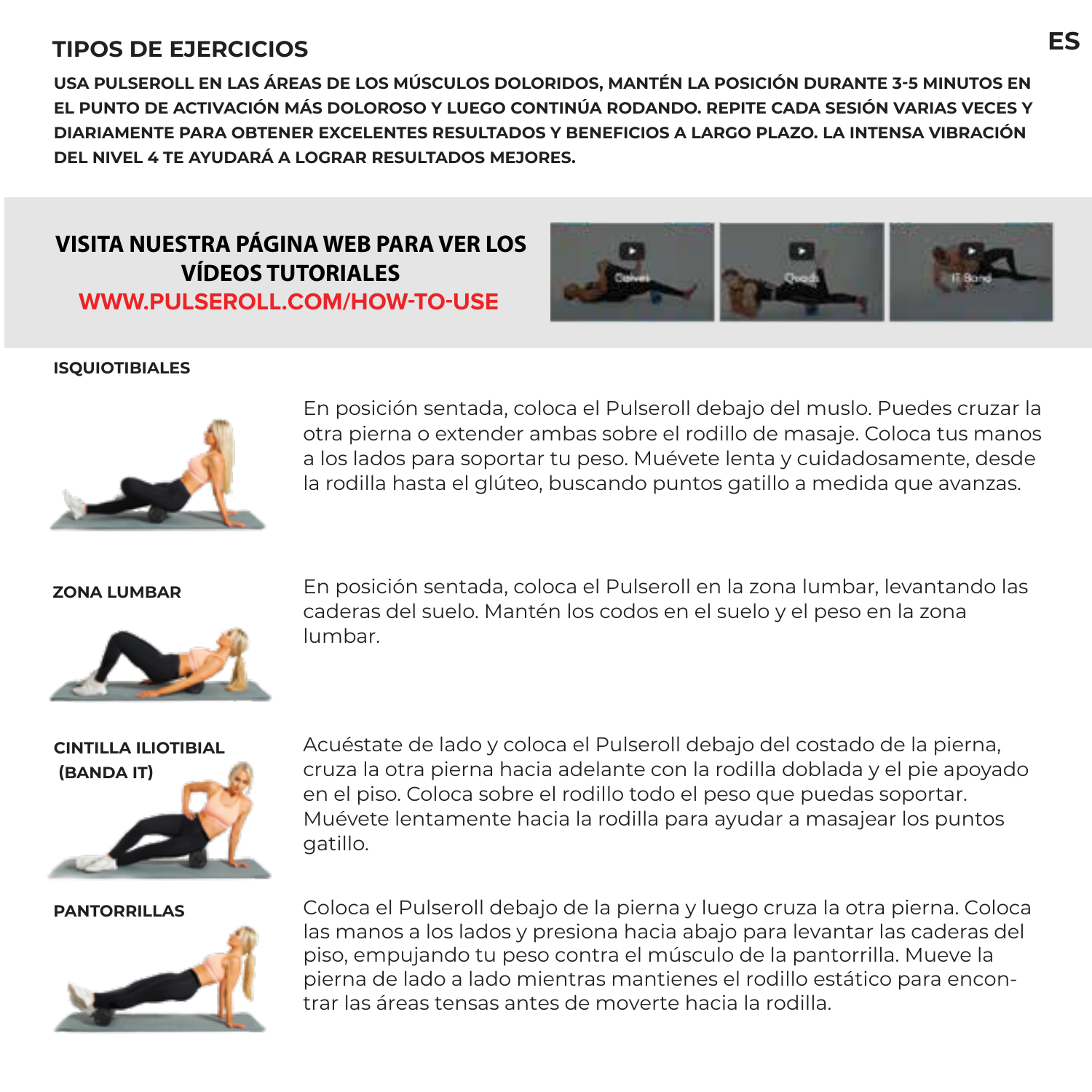## TIPOS DE EJERCICIOS

**USA PULSEROLL EN LAS ÁREAS DE LOS MÚSCULOS DOLORIDOS, MANTÉN LA POSICIÓN DURANTE 3-5 MINUTOS EN EL PUNTO DE ACTIVACIÓN MÁS DOLOROSO Y LUEGO CONTINÚA RODANDO. REPITE CADA SESIÓN VARIAS VECES Y DIARIAMENTE PARA OBTENER EXCELENTES RESULTADOS Y BENEFICIOS A LARGO PLAZO. LA INTENSA VIBRACIÓN DEL NIVEL 4 TE AYUDARÁ A LOGRAR RESULTADOS MEJORES.**

**VISITA NUESTRA PÁGINA WEB PARA VER LOS VÍDEOS TUTORIALES**
**WWW.PULSEROLL.COM/HOW-TO-USE**

### ISQUIOTIBIALES

En posición sentada, coloca el Pulseroll debajo del muslo. Puedes cruzar la otra pierna o extender ambas sobre el rodillo de masaje. Coloca tus manos a los lados para soportar tu peso. Muévete lenta y cuidadosamente, desde la rodilla hasta el glúteo, buscando puntos gatillo a medida que avanzas.

### ZONA LUMBAR

En posición sentada, coloca el Pulseroll en la zona lumbar, levantando las caderas del suelo. Mantén los codos en el suelo y el peso en la zona lumbar.

### CINTILLA ILIOTIBIAL (BANDA IT)

Acuéstate de lado y coloca el Pulseroll debajo del costado de la pierna, cruza la otra pierna hacia adelante con la rodilla doblada y el pie apoyado en el piso. Coloca sobre el rodillo todo el peso que puedas soportar. Muévete lentamente hacia la rodilla para ayudar a masajear los puntos gatillo.

### PANTORRILLAS

Coloca el Pulseroll debajo de la pierna y luego cruza la otra pierna. Coloca las manos a los lados y presiona hacia abajo para levantar las caderas del piso, empujando tu peso contra el músculo de la pantorrilla. Mueve la pierna de lado a lado mientras mantienes el rodillo estático para encontrar las áreas tensas antes de moverte hacia la rodilla.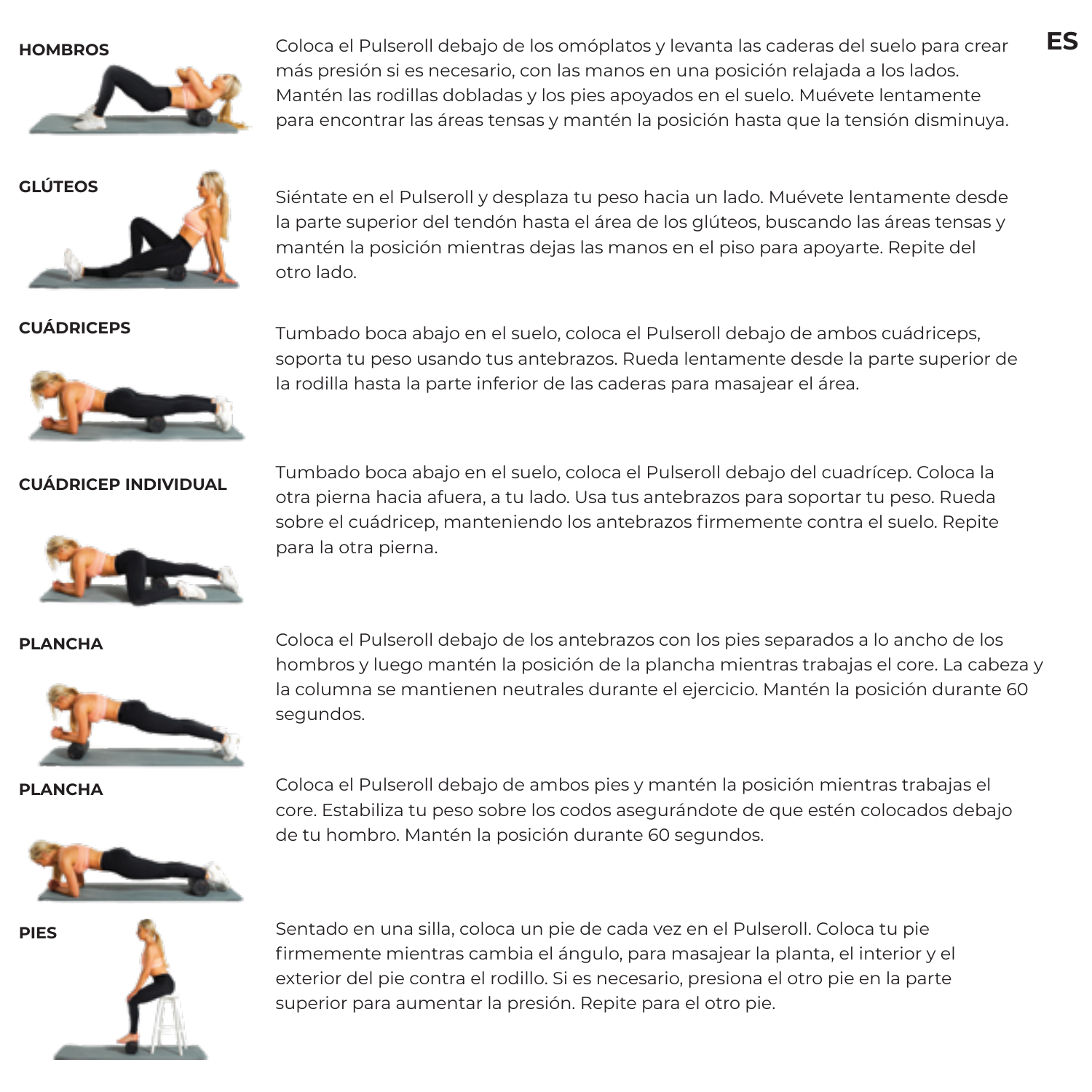**HOMBROS**

Coloca el Pulseroll debajo de los omóplatos y levanta las caderas del suelo para crear más presión si es necesario, con las manos en una posición relajada a los lados. Mantén las rodillas dobladas y los pies apoyados en el suelo. Muévete lentamente para encontrar las áreas tensas y mantén la posición hasta que la tensión disminuya.

**GLÚTEOS**

Siéntate en el Pulseroll y desplaza tu peso hacia un lado. Muévete lentamente desde la parte superior del tendón hasta el área de los glúteos, buscando las áreas tensas y mantén la posición mientras dejas las manos en el piso para apoyarte. Repite del otro lado.

**CUÁDRICEPS**

Tumbado boca abajo en el suelo, coloca el Pulseroll debajo de ambos cuádriceps, soporta tu peso usando tus antebrazos. Rueda lentamente desde la parte superior de la rodilla hasta la parte inferior de las caderas para masajear el área.

**CUÁDRICEP INDIVIDUAL**

Tumbado boca abajo en el suelo, coloca el Pulseroll debajo del cuadrícep. Coloca la otra pierna hacia afuera, a tu lado. Usa tus antebrazos para soportar tu peso. Rueda sobre el cuádricep, manteniendo los antebrazos firmemente contra el suelo. Repite para la otra pierna.

**PLANCHA**

Coloca el Pulseroll debajo de los antebrazos con los pies separados a lo ancho de los hombros y luego mantén la posición de la plancha mientras trabajas el core. La cabeza y la columna se mantienen neutrales durante el ejercicio. Mantén la posición durante 60 segundos.

**PLANCHA**

Coloca el Pulseroll debajo de ambos pies y mantén la posición mientras trabajas el core. Estabiliza tu peso sobre los codos asegurándote de que estén colocados debajo de tu hombro. Mantén la posición durante 60 segundos.

**PIES**

Sentado en una silla, coloca un pie de cada vez en el Pulseroll. Coloca tu pie firmemente mientras cambia el ángulo, para masajear la planta, el interior y el exterior del pie contra el rodillo. Si es necesario, presiona el otro pie en la parte superior para aumentar la presión. Repite para el otro pie.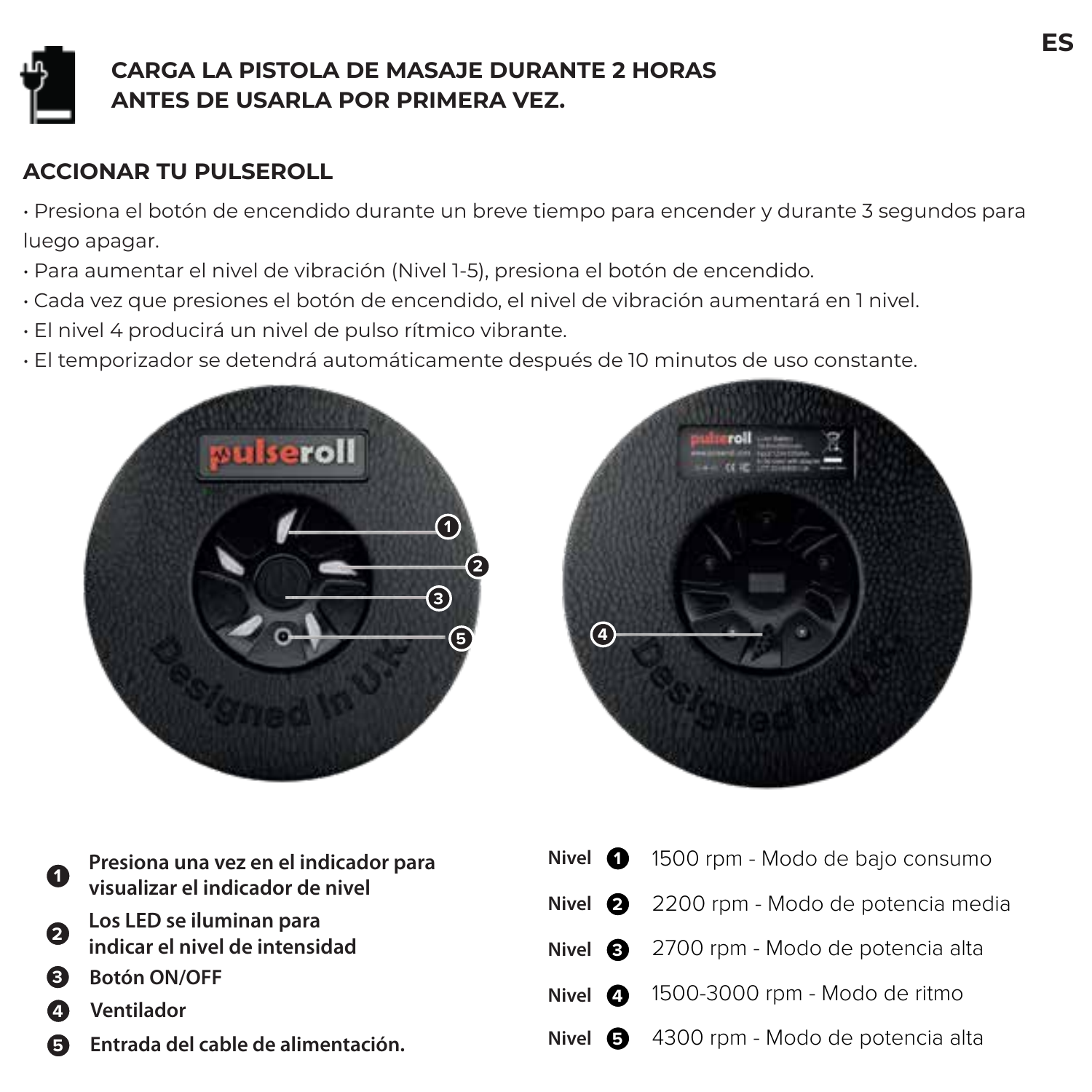**CARGA LA PISTOLA DE MASAJE DURANTE 2 HORAS ANTES DE USARLA POR PRIMERA VEZ.**

## ACCIONAR TU PULSEROLL

- Presiona el botón de encendido durante un breve tiempo para encender y durante 3 segundos para luego apagar.
- Para aumentar el nivel de vibración (Nivel 1-5), presiona el botón de encendido.
- Cada vez que presiones el botón de encendido, el nivel de vibración aumentará en 1 nivel.
- El nivel 4 producirá un nivel de pulso rítmico vibrante.
- El temporizador se detendrá automáticamente después de 10 minutos de uso constante.

1. **Presiona una vez en el indicador para visualizar el indicador de nivel**
2. **Los LED se iluminan para indicar el nivel de intensidad**
3. **Botón ON/OFF**
4. **Ventilador**
5. **Entrada del cable de alimentación.**

| Nivel | |
|---|---|
| Nivel 1 | 1500 rpm - Modo de bajo consumo |
| Nivel 2 | 2200 rpm - Modo de potencia media |
| Nivel 3 | 2700 rpm - Modo de potencia alta |
| Nivel 4 | 1500-3000 rpm - Modo de ritmo |
| Nivel 5 | 4300 rpm - Modo de potencia alta |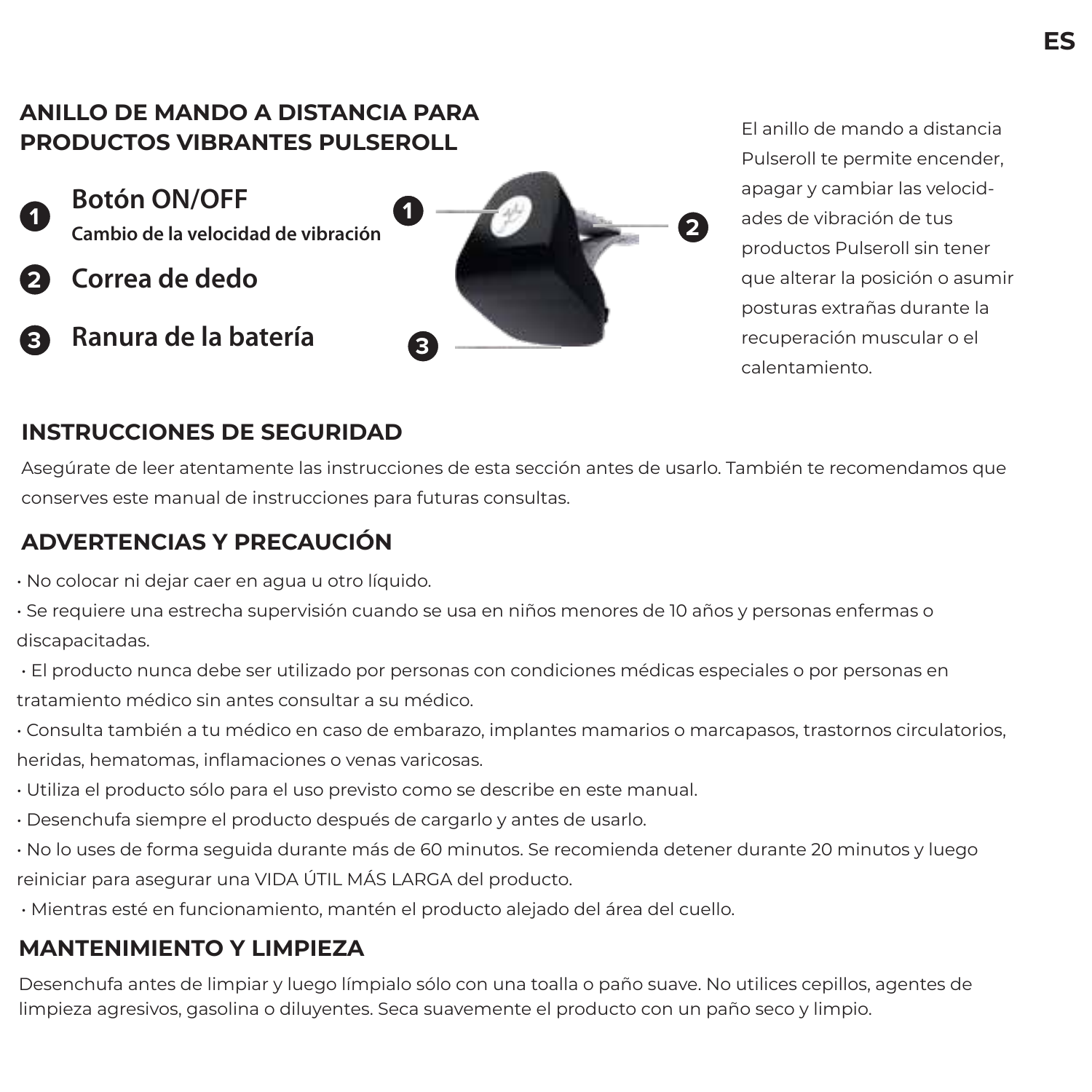## ANILLO DE MANDO A DISTANCIA PARA PRODUCTOS VIBRANTES PULSEROLL

1. **Botón ON/OFF**
   **Cambio de la velocidad de vibración**
2. **Correa de dedo**
3. **Ranura de la batería**

El anillo de mando a distancia Pulseroll te permite encender, apagar y cambiar las velocidades de vibración de tus productos Pulseroll sin tener que alterar la posición o asumir posturas extrañas durante la recuperación muscular o el calentamiento.

## INSTRUCCIONES DE SEGURIDAD

Asegúrate de leer atentamente las instrucciones de esta sección antes de usarlo. También te recomendamos que conserves este manual de instrucciones para futuras consultas.

## ADVERTENCIAS Y PRECAUCIÓN

- No colocar ni dejar caer en agua u otro líquido.
- Se requiere una estrecha supervisión cuando se usa en niños menores de 10 años y personas enfermas o discapacitadas.
- El producto nunca debe ser utilizado por personas con condiciones médicas especiales o por personas en tratamiento médico sin antes consultar a su médico.
- Consulta también a tu médico en caso de embarazo, implantes mamarios o marcapasos, trastornos circulatorios, heridas, hematomas, inflamaciones o venas varicosas.
- Utiliza el producto sólo para el uso previsto como se describe en este manual.
- Desenchufa siempre el producto después de cargarlo y antes de usarlo.
- No lo uses de forma seguida durante más de 60 minutos. Se recomienda detener durante 20 minutos y luego reiniciar para asegurar una VIDA ÚTIL MÁS LARGA del producto.
- Mientras esté en funcionamiento, mantén el producto alejado del área del cuello.

## MANTENIMIENTO Y LIMPIEZA

Desenchufa antes de limpiar y luego límpialo sólo con una toalla o paño suave. No utilices cepillos, agentes de limpieza agresivos, gasolina o diluyentes. Seca suavemente el producto con un paño seco y limpio.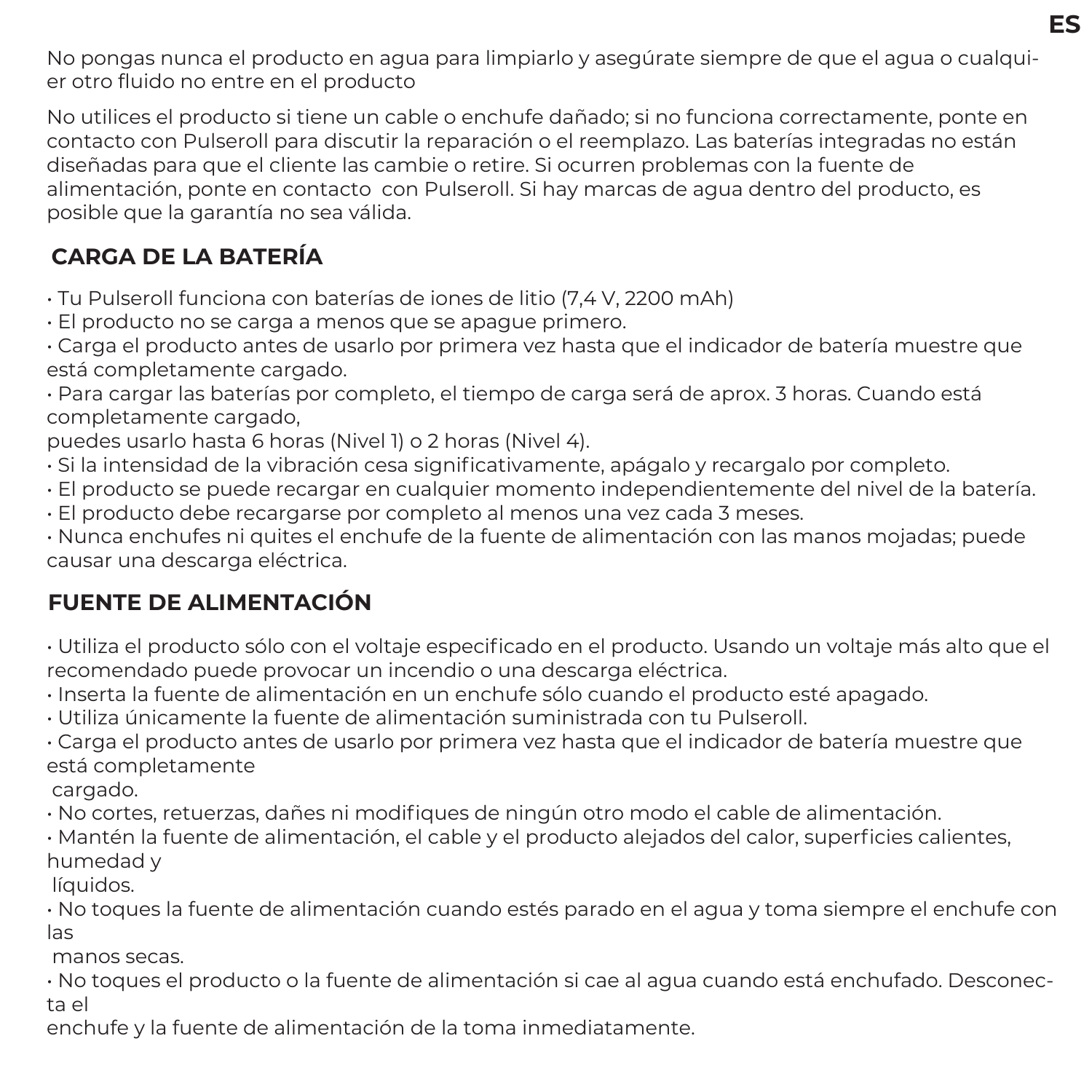No pongas nunca el producto en agua para limpiarlo y asegúrate siempre de que el agua o cualquier otro fluido no entre en el producto

No utilices el producto si tiene un cable o enchufe dañado; si no funciona correctamente, ponte en contacto con Pulseroll para discutir la reparación o el reemplazo. Las baterías integradas no están diseñadas para que el cliente las cambie o retire. Si ocurren problemas con la fuente de alimentación, ponte en contacto con Pulseroll. Si hay marcas de agua dentro del producto, es posible que la garantía no sea válida.

## CARGA DE LA BATERÍA

- Tu Pulseroll funciona con baterías de iones de litio (7,4 V, 2200 mAh)
- El producto no se carga a menos que se apague primero.
- Carga el producto antes de usarlo por primera vez hasta que el indicador de batería muestre que está completamente cargado.
- Para cargar las baterías por completo, el tiempo de carga será de aprox. 3 horas. Cuando está completamente cargado, puedes usarlo hasta 6 horas (Nivel 1) o 2 horas (Nivel 4).
- Si la intensidad de la vibración cesa significativamente, apágalo y recargalo por completo.
- El producto se puede recargar en cualquier momento independientemente del nivel de la batería.
- El producto debe recargarse por completo al menos una vez cada 3 meses.
- Nunca enchufes ni quites el enchufe de la fuente de alimentación con las manos mojadas; puede causar una descarga eléctrica.

## FUENTE DE ALIMENTACIÓN

- Utiliza el producto sólo con el voltaje especificado en el producto. Usando un voltaje más alto que el recomendado puede provocar un incendio o una descarga eléctrica.
- Inserta la fuente de alimentación en un enchufe sólo cuando el producto esté apagado.
- Utiliza únicamente la fuente de alimentación suministrada con tu Pulseroll.
- Carga el producto antes de usarlo por primera vez hasta que el indicador de batería muestre que está completamente cargado.
- No cortes, retuerzas, dañes ni modifiques de ningún otro modo el cable de alimentación.
- Mantén la fuente de alimentación, el cable y el producto alejados del calor, superficies calientes, humedad y líquidos.
- No toques la fuente de alimentación cuando estés parado en el agua y toma siempre el enchufe con las manos secas.
- No toques el producto o la fuente de alimentación si cae al agua cuando está enchufado. Desconecta el enchufe y la fuente de alimentación de la toma inmediatamente.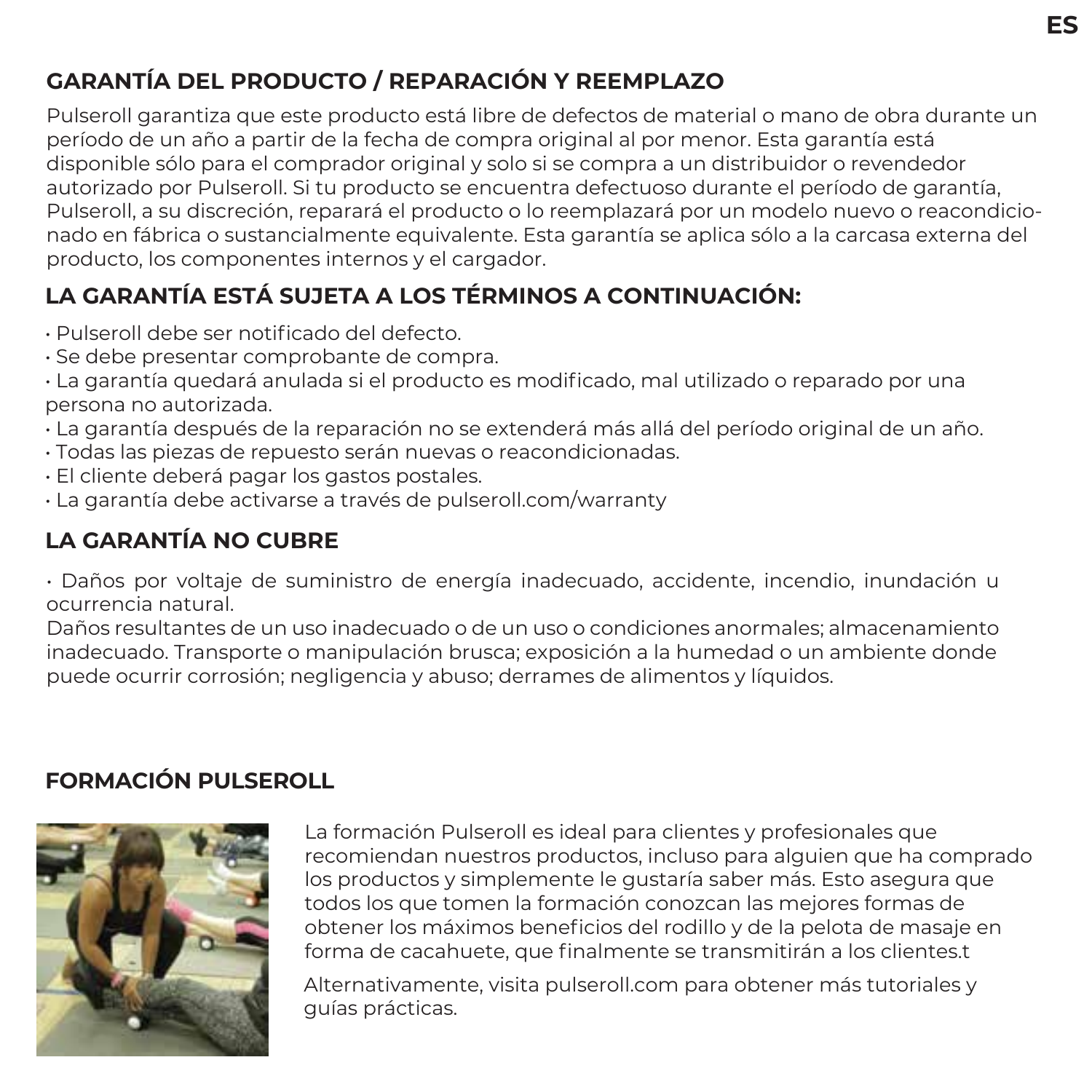## GARANTÍA DEL PRODUCTO / REPARACIÓN Y REEMPLAZO

Pulseroll garantiza que este producto está libre de defectos de material o mano de obra durante un período de un año a partir de la fecha de compra original al por menor. Esta garantía está disponible sólo para el comprador original y solo si se compra a un distribuidor o revendedor autorizado por Pulseroll. Si tu producto se encuentra defectuoso durante el período de garantía, Pulseroll, a su discreción, reparará el producto o lo reemplazará por un modelo nuevo o reacondicionado en fábrica o sustancialmente equivalente. Esta garantía se aplica sólo a la carcasa externa del producto, los componentes internos y el cargador.

## LA GARANTÍA ESTÁ SUJETA A LOS TÉRMINOS A CONTINUACIÓN:

- Pulseroll debe ser notificado del defecto.
- Se debe presentar comprobante de compra.
- La garantía quedará anulada si el producto es modificado, mal utilizado o reparado por una persona no autorizada.
- La garantía después de la reparación no se extenderá más allá del período original de un año.
- Todas las piezas de repuesto serán nuevas o reacondicionadas.
- El cliente deberá pagar los gastos postales.
- La garantía debe activarse a través de pulseroll.com/warranty

## LA GARANTÍA NO CUBRE

- Daños por voltaje de suministro de energía inadecuado, accidente, incendio, inundación u ocurrencia natural.

Daños resultantes de un uso inadecuado o de un uso o condiciones anormales; almacenamiento inadecuado. Transporte o manipulación brusca; exposición a la humedad o un ambiente donde puede ocurrir corrosión; negligencia y abuso; derrames de alimentos y líquidos.

## FORMACIÓN PULSEROLL

La formación Pulseroll es ideal para clientes y profesionales que recomiendan nuestros productos, incluso para alguien que ha comprado los productos y simplemente le gustaría saber más. Esto asegura que todos los que tomen la formación conozcan las mejores formas de obtener los máximos beneficios del rodillo y de la pelota de masaje en forma de cacahuete, que finalmente se transmitirán a los clientes.t

Alternativamente, visita pulseroll.com para obtener más tutoriales y guías prácticas.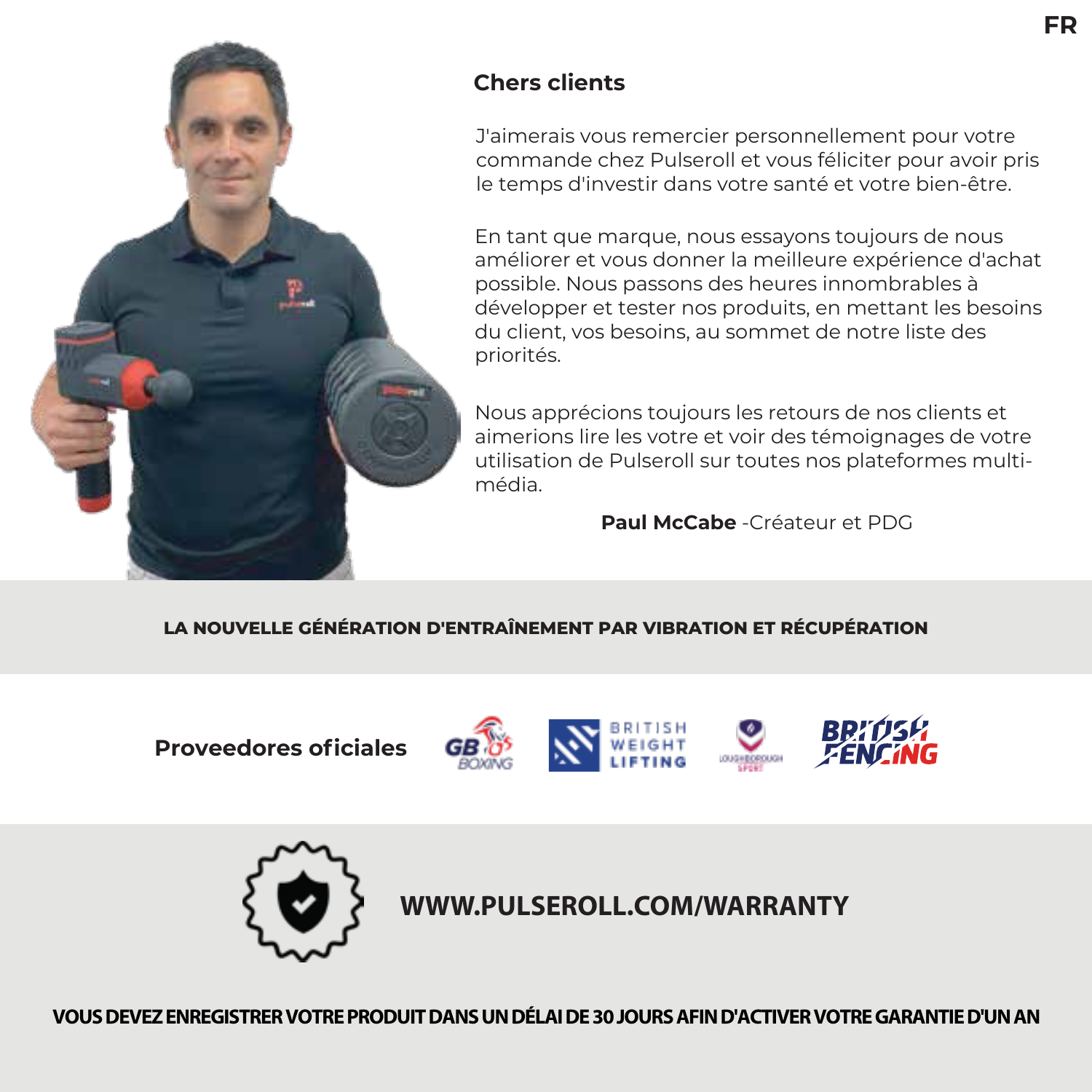FR

## Chers clients

J'aimerais vous remercier personnellement pour votre commande chez Pulseroll et vous féliciter pour avoir pris le temps d'investir dans votre santé et votre bien-être.

En tant que marque, nous essayons toujours de nous améliorer et vous donner la meilleure expérience d'achat possible. Nous passons des heures innombrables à développer et tester nos produits, en mettant les besoins du client, vos besoins, au sommet de notre liste des priorités.

Nous apprécions toujours les retours de nos clients et aimerions lire les votre et voir des témoignages de votre utilisation de Pulseroll sur toutes nos plateformes multi-média.

**Paul McCabe** -Créateur et PDG

**LA NOUVELLE GÉNÉRATION D'ENTRAÎNEMENT PAR VIBRATION ET RÉCUPÉRATION**

**Proveedores oficiales**

GB BOXING · BRITISH WEIGHT LIFTING · LOUGHBOROUGH SPORT · BRITISH FENCING

**WWW.PULSEROLL.COM/WARRANTY**

**VOUS DEVEZ ENREGISTRER VOTRE PRODUIT DANS UN DÉLAI DE 30 JOURS AFIN D'ACTIVER VOTRE GARANTIE D'UN AN**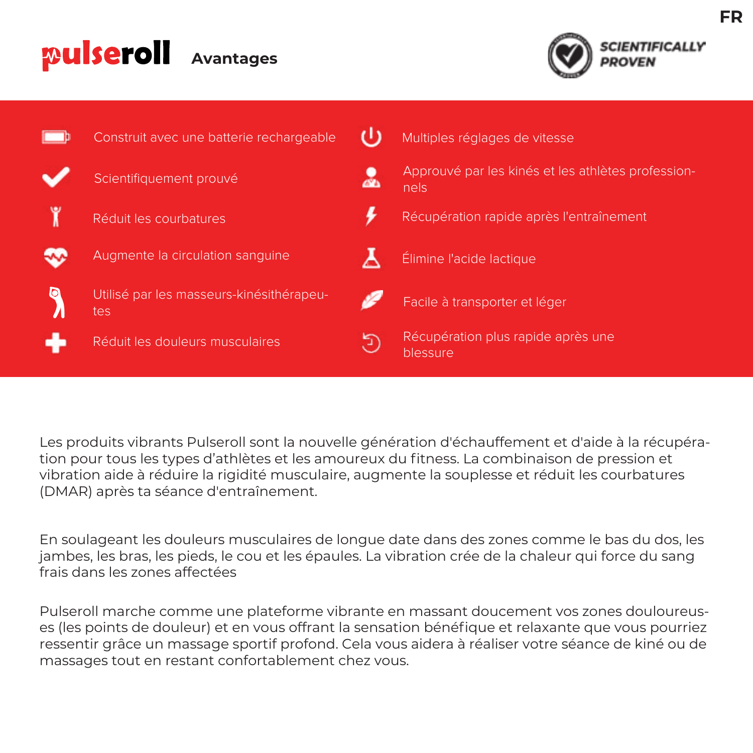FR

# pulseroll Avantages

SCIENTIFICALLY PROVEN

- Construit avec une batterie rechargeable
- Scientifiquement prouvé
- Réduit les courbatures
- Augmente la circulation sanguine
- Utilisé par les masseurs-kinésithérapeutes
- Réduit les douleurs musculaires
- Multiples réglages de vitesse
- Approuvé par les kinés et les athlètes professionnels
- Récupération rapide après l'entraînement
- Élimine l'acide lactique
- Facile à transporter et léger
- Récupération plus rapide après une blessure

Les produits vibrants Pulseroll sont la nouvelle génération d'échauffement et d'aide à la récupération pour tous les types d'athlètes et les amoureux du fitness. La combinaison de pression et vibration aide à réduire la rigidité musculaire, augmente la souplesse et réduit les courbatures (DMAR) après ta séance d'entraînement.

En soulageant les douleurs musculaires de longue date dans des zones comme le bas du dos, les jambes, les bras, les pieds, le cou et les épaules. La vibration crée de la chaleur qui force du sang frais dans les zones affectées

Pulseroll marche comme une plateforme vibrante en massant doucement vos zones douloureuses (les points de douleur) et en vous offrant la sensation bénéfique et relaxante que vous pourriez ressentir grâce un massage sportif profond. Cela vous aidera à réaliser votre séance de kiné ou de massages tout en restant confortablement chez vous.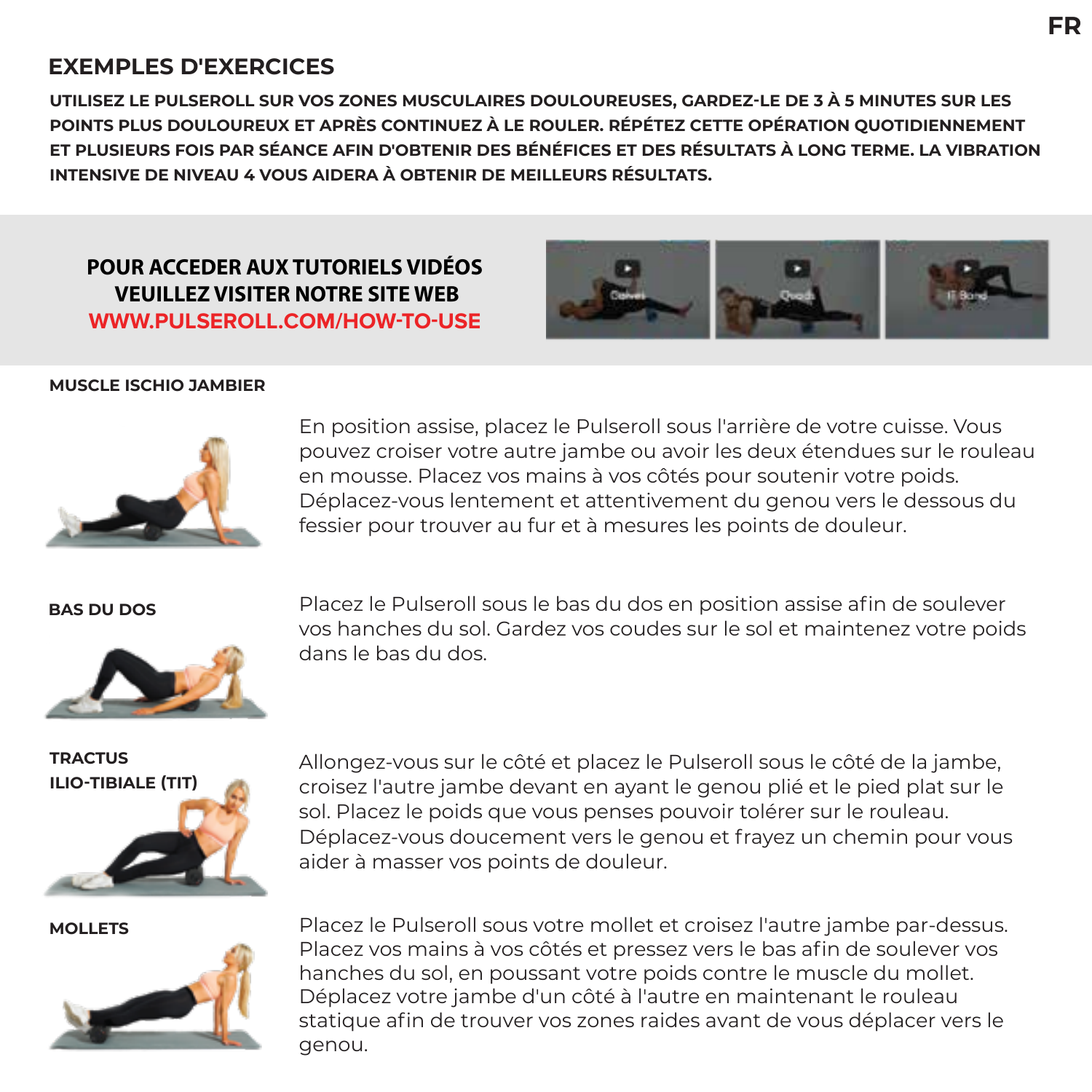## EXEMPLES D'EXERCICES

**UTILISEZ LE PULSEROLL SUR VOS ZONES MUSCULAIRES DOULOUREUSES, GARDEZ-LE DE 3 À 5 MINUTES SUR LES POINTS PLUS DOULOUREUX ET APRÈS CONTINUEZ À LE ROULER. RÉPÉTEZ CETTE OPÉRATION QUOTIDIENNEMENT ET PLUSIEURS FOIS PAR SÉANCE AFIN D'OBTENIR DES BÉNÉFICES ET DES RÉSULTATS À LONG TERME. LA VIBRATION INTENSIVE DE NIVEAU 4 VOUS AIDERA À OBTENIR DE MEILLEURS RÉSULTATS.**

**POUR ACCEDER AUX TUTORIELS VIDÉOS VEUILLEZ VISITER NOTRE SITE WEB**
**WWW.PULSEROLL.COM/HOW-TO-USE**

Calves | Quads | IT Band

### MUSCLE ISCHIO JAMBIER

En position assise, placez le Pulseroll sous l'arrière de votre cuisse. Vous pouvez croiser votre autre jambe ou avoir les deux étendues sur le rouleau en mousse. Placez vos mains à vos côtés pour soutenir votre poids. Déplacez-vous lentement et attentivement du genou vers le dessous du fessier pour trouver au fur et à mesures les points de douleur.

### BAS DU DOS

Placez le Pulseroll sous le bas du dos en position assise afin de soulever vos hanches du sol. Gardez vos coudes sur le sol et maintenez votre poids dans le bas du dos.

### TRACTUS ILIO-TIBIALE (TIT)

Allongez-vous sur le côté et placez le Pulseroll sous le côté de la jambe, croisez l'autre jambe devant en ayant le genou plié et le pied plat sur le sol. Placez le poids que vous penses pouvoir tolérer sur le rouleau. Déplacez-vous doucement vers le genou et frayez un chemin pour vous aider à masser vos points de douleur.

### MOLLETS

Placez le Pulseroll sous votre mollet et croisez l'autre jambe par-dessus. Placez vos mains à vos côtés et pressez vers le bas afin de soulever vos hanches du sol, en poussant votre poids contre le muscle du mollet. Déplacez votre jambe d'un côté à l'autre en maintenant le rouleau statique afin de trouver vos zones raides avant de vous déplacer vers le genou.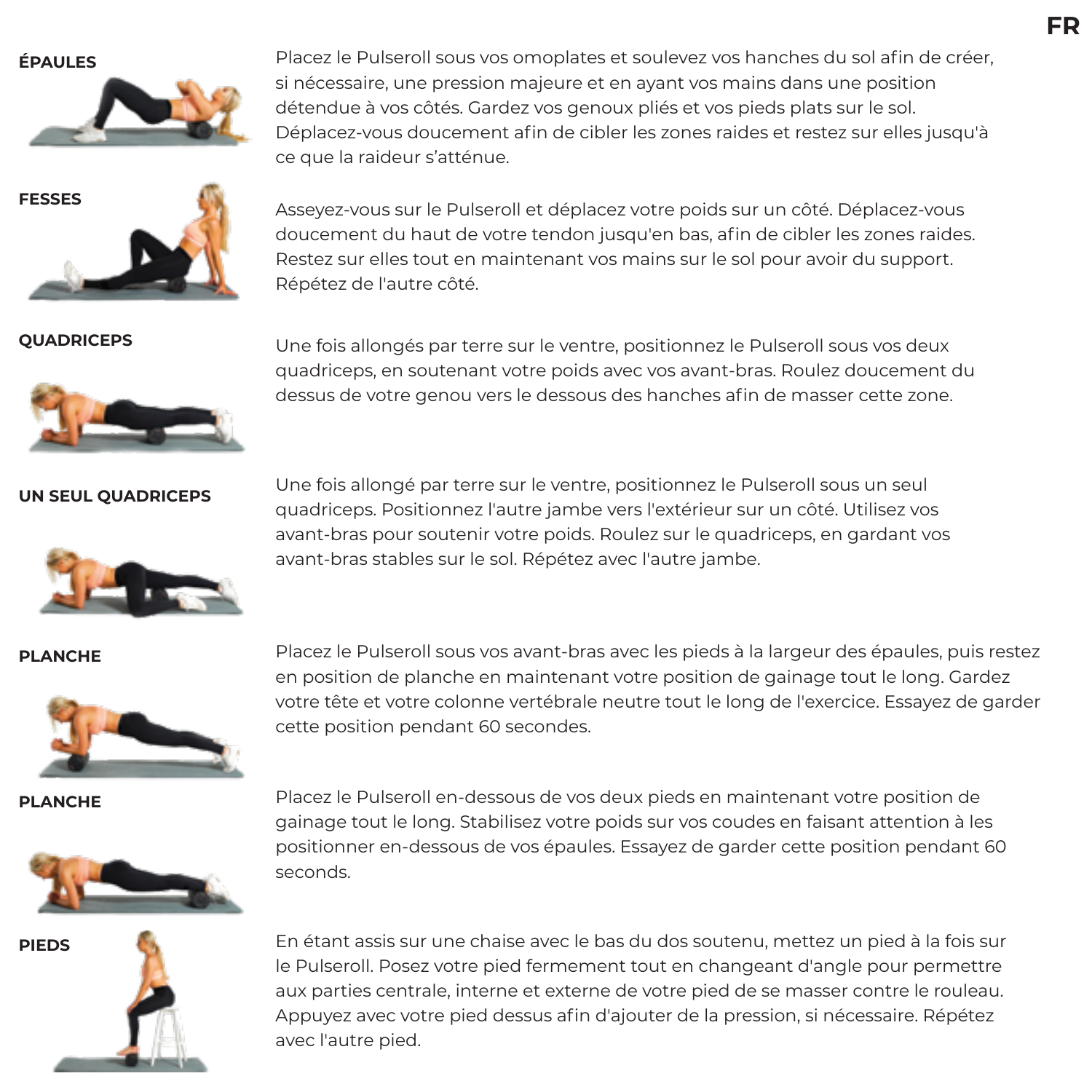FR

### ÉPAULES

Placez le Pulseroll sous vos omoplates et soulevez vos hanches du sol afin de créer, si nécessaire, une pression majeure et en ayant vos mains dans une position détendue à vos côtés. Gardez vos genoux pliés et vos pieds plats sur le sol. Déplacez-vous doucement afin de cibler les zones raides et restez sur elles jusqu'à ce que la raideur s'atténue.

### FESSES

Asseyez-vous sur le Pulseroll et déplacez votre poids sur un côté. Déplacez-vous doucement du haut de votre tendon jusqu'en bas, afin de cibler les zones raides. Restez sur elles tout en maintenant vos mains sur le sol pour avoir du support. Répétez de l'autre côté.

### QUADRICEPS

Une fois allongés par terre sur le ventre, positionnez le Pulseroll sous vos deux quadriceps, en soutenant votre poids avec vos avant-bras. Roulez doucement du dessus de votre genou vers le dessous des hanches afin de masser cette zone.

### UN SEUL QUADRICEPS

Une fois allongé par terre sur le ventre, positionnez le Pulseroll sous un seul quadriceps. Positionnez l'autre jambe vers l'extérieur sur un côté. Utilisez vos avant-bras pour soutenir votre poids. Roulez sur le quadriceps, en gardant vos avant-bras stables sur le sol. Répétez avec l'autre jambe.

### PLANCHE

Placez le Pulseroll sous vos avant-bras avec les pieds à la largeur des épaules, puis restez en position de planche en maintenant votre position de gainage tout le long. Gardez votre tête et votre colonne vertébrale neutre tout le long de l'exercice. Essayez de garder cette position pendant 60 secondes.

### PLANCHE

Placez le Pulseroll en-dessous de vos deux pieds en maintenant votre position de gainage tout le long. Stabilisez votre poids sur vos coudes en faisant attention à les positionner en-dessous de vos épaules. Essayez de garder cette position pendant 60 seconds.

### PIEDS

En étant assis sur une chaise avec le bas du dos soutenu, mettez un pied à la fois sur le Pulseroll. Posez votre pied fermement tout en changeant d'angle pour permettre aux parties centrale, interne et externe de votre pied de se masser contre le rouleau. Appuyez avec votre pied dessus afin d'ajouter de la pression, si nécessaire. Répétez avec l'autre pied.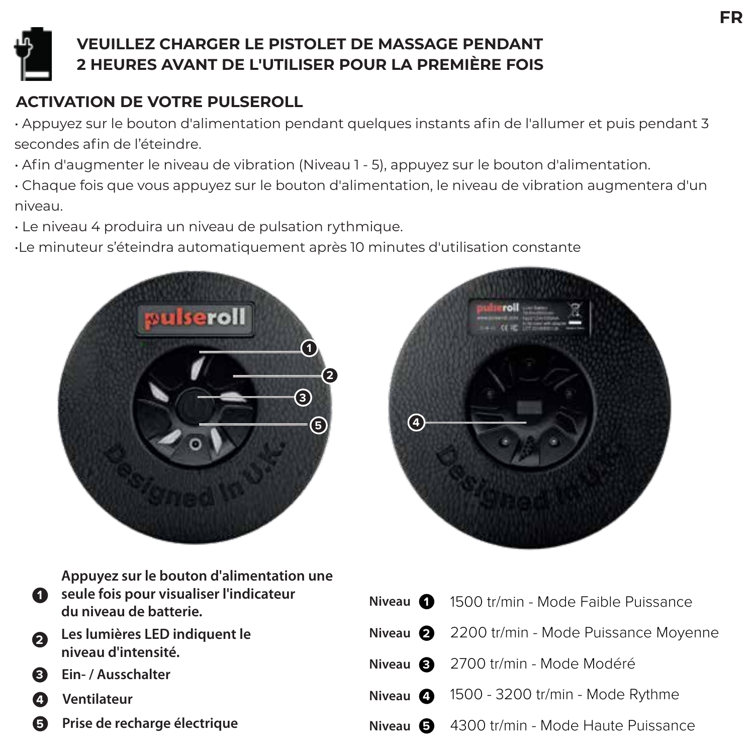## VEUILLEZ CHARGER LE PISTOLET DE MASSAGE PENDANT 2 HEURES AVANT DE L'UTILISER POUR LA PREMIÈRE FOIS

### ACTIVATION DE VOTRE PULSEROLL

- Appuyez sur le bouton d'alimentation pendant quelques instants afin de l'allumer et puis pendant 3 secondes afin de l'éteindre.
- Afin d'augmenter le niveau de vibration (Niveau 1 - 5), appuyez sur le bouton d'alimentation.
- Chaque fois que vous appuyez sur le bouton d'alimentation, le niveau de vibration augmentera d'un niveau.
- Le niveau 4 produira un niveau de pulsation rythmique.
- Le minuteur s'éteindra automatiquement après 10 minutes d'utilisation constante

1. **Appuyez sur le bouton d'alimentation une seule fois pour visualiser l'indicateur du niveau de batterie.**
2. **Les lumières LED indiquent le niveau d'intensité.**
3. **Ein- / Ausschalter**
4. **Ventilateur**
5. **Prise de recharge électrique**

| Niveau | |
|---|---|
| **Niveau 1** | 1500 tr/min - Mode Faible Puissance |
| **Niveau 2** | 2200 tr/min - Mode Puissance Moyenne |
| **Niveau 3** | 2700 tr/min - Mode Modéré |
| **Niveau 4** | 1500 - 3200 tr/min - Mode Rythme |
| **Niveau 5** | 4300 tr/min - Mode Haute Puissance |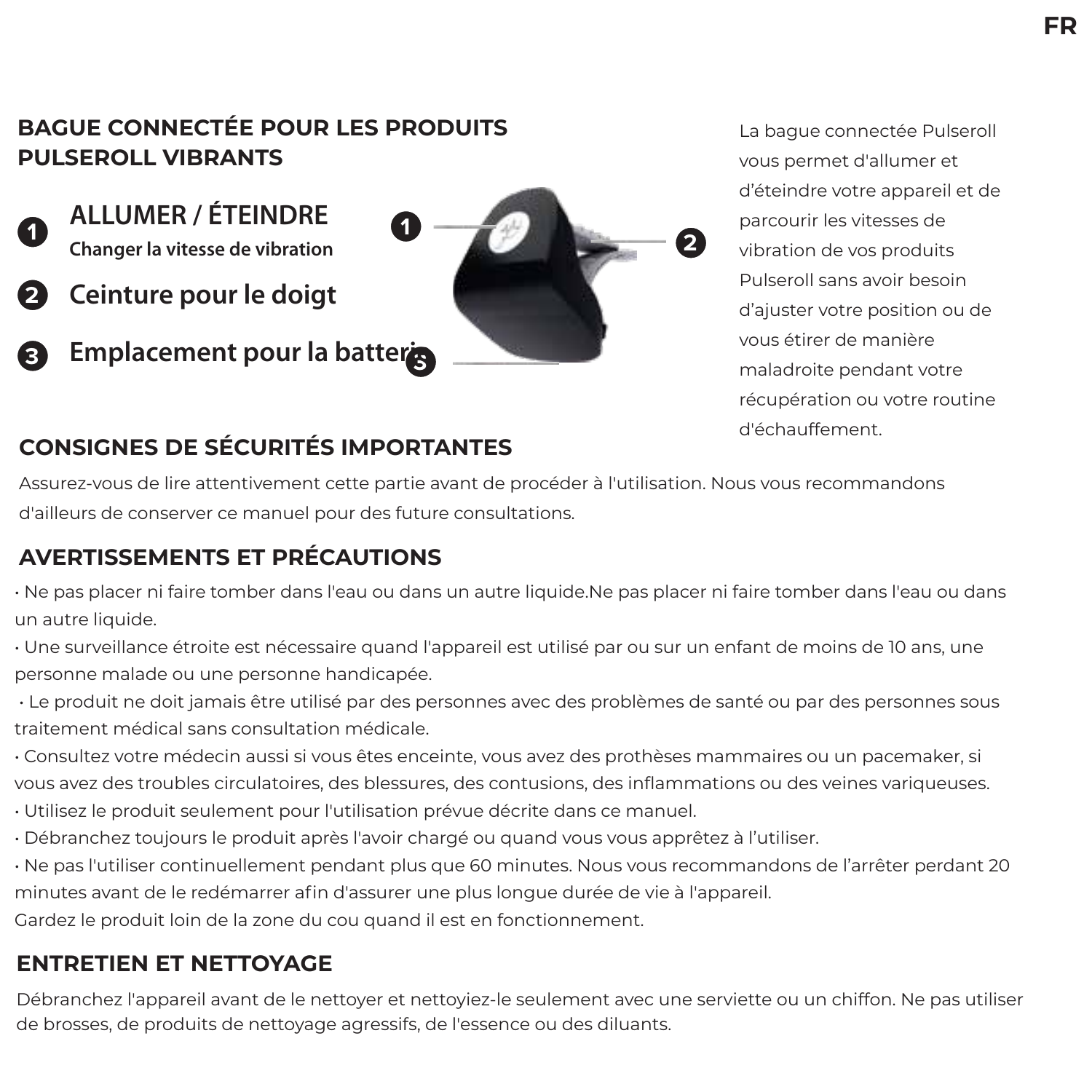## BAGUE CONNECTÉE POUR LES PRODUITS PULSEROLL VIBRANTS

1. **ALLUMER / ÉTEINDRE**
   **Changer la vitesse de vibration**
2. **Ceinture pour le doigt**
3. **Emplacement pour la batterie**

La bague connectée Pulseroll vous permet d'allumer et d'éteindre votre appareil et de parcourir les vitesses de vibration de vos produits Pulseroll sans avoir besoin d'ajuster votre position ou de vous étirer de manière maladroite pendant votre récupération ou votre routine d'échauffement.

## CONSIGNES DE SÉCURITÉS IMPORTANTES

Assurez-vous de lire attentivement cette partie avant de procéder à l'utilisation. Nous vous recommandons d'ailleurs de conserver ce manuel pour des future consultations.

## AVERTISSEMENTS ET PRÉCAUTIONS

- Ne pas placer ni faire tomber dans l'eau ou dans un autre liquide.Ne pas placer ni faire tomber dans l'eau ou dans un autre liquide.
- Une surveillance étroite est nécessaire quand l'appareil est utilisé par ou sur un enfant de moins de 10 ans, une personne malade ou une personne handicapée.
- Le produit ne doit jamais être utilisé par des personnes avec des problèmes de santé ou par des personnes sous traitement médical sans consultation médicale.
- Consultez votre médecin aussi si vous êtes enceinte, vous avez des prothèses mammaires ou un pacemaker, si vous avez des troubles circulatoires, des blessures, des contusions, des inflammations ou des veines variqueuses.
- Utilisez le produit seulement pour l'utilisation prévue décrite dans ce manuel.
- Débranchez toujours le produit après l'avoir chargé ou quand vous vous apprêtez à l'utiliser.
- Ne pas l'utiliser continuellement pendant plus que 60 minutes. Nous vous recommandons de l'arrêter perdant 20 minutes avant de le redémarrer afin d'assurer une plus longue durée de vie à l'appareil.

Gardez le produit loin de la zone du cou quand il est en fonctionnement.

## ENTRETIEN ET NETTOYAGE

Débranchez l'appareil avant de le nettoyer et nettoyiez-le seulement avec une serviette ou un chiffon. Ne pas utiliser de brosses, de produits de nettoyage agressifs, de l'essence ou des diluants.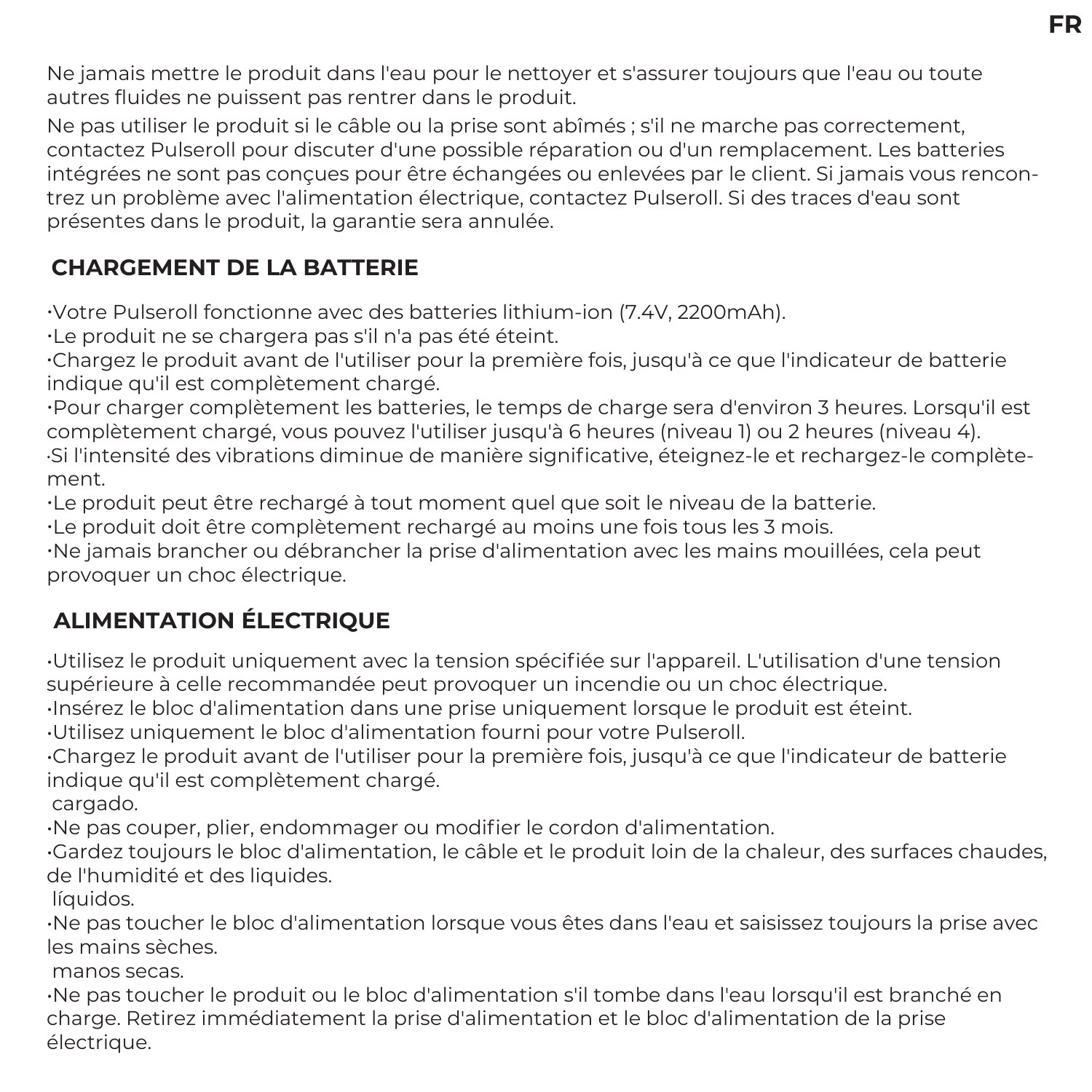Ne jamais mettre le produit dans l'eau pour le nettoyer et s'assurer toujours que l'eau ou toute autres fluides ne puissent pas rentrer dans le produit.

Ne pas utiliser le produit si le câble ou la prise sont abîmés ; s'il ne marche pas correctement, contactez Pulseroll pour discuter d'une possible réparation ou d'un remplacement. Les batteries intégrées ne sont pas conçues pour être échangées ou enlevées par le client. Si jamais vous rencontrez un problème avec l'alimentation électrique, contactez Pulseroll. Si des traces d'eau sont présentes dans le produit, la garantie sera annulée.

## CHARGEMENT DE LA BATTERIE

- Votre Pulseroll fonctionne avec des batteries lithium-ion (7.4V, 2200mAh).
- Le produit ne se chargera pas s'il n'a pas été éteint.
- Chargez le produit avant de l'utiliser pour la première fois, jusqu'à ce que l'indicateur de batterie indique qu'il est complètement chargé.
- Pour charger complètement les batteries, le temps de charge sera d'environ 3 heures. Lorsqu'il est complètement chargé, vous pouvez l'utiliser jusqu'à 6 heures (niveau 1) ou 2 heures (niveau 4).
- Si l'intensité des vibrations diminue de manière significative, éteignez-le et rechargez-le complètement.
- Le produit peut être rechargé à tout moment quel que soit le niveau de la batterie.
- Le produit doit être complètement rechargé au moins une fois tous les 3 mois.
- Ne jamais brancher ou débrancher la prise d'alimentation avec les mains mouillées, cela peut provoquer un choc électrique.

## ALIMENTATION ÉLECTRIQUE

- Utilisez le produit uniquement avec la tension spécifiée sur l'appareil. L'utilisation d'une tension supérieure à celle recommandée peut provoquer un incendie ou un choc électrique.
- Insérez le bloc d'alimentation dans une prise uniquement lorsque le produit est éteint.
- Utilisez uniquement le bloc d'alimentation fourni pour votre Pulseroll.
- Chargez le produit avant de l'utiliser pour la première fois, jusqu'à ce que l'indicateur de batterie indique qu'il est complètement chargé.
 cargado.
- Ne pas couper, plier, endommager ou modifier le cordon d'alimentation.
- Gardez toujours le bloc d'alimentation, le câble et le produit loin de la chaleur, des surfaces chaudes, de l'humidité et des liquides.
 líquidos.
- Ne pas toucher le bloc d'alimentation lorsque vous êtes dans l'eau et saisissez toujours la prise avec les mains sèches.
 manos secas.
- Ne pas toucher le produit ou le bloc d'alimentation s'il tombe dans l'eau lorsqu'il est branché en charge. Retirez immédiatement la prise d'alimentation et le bloc d'alimentation de la prise électrique.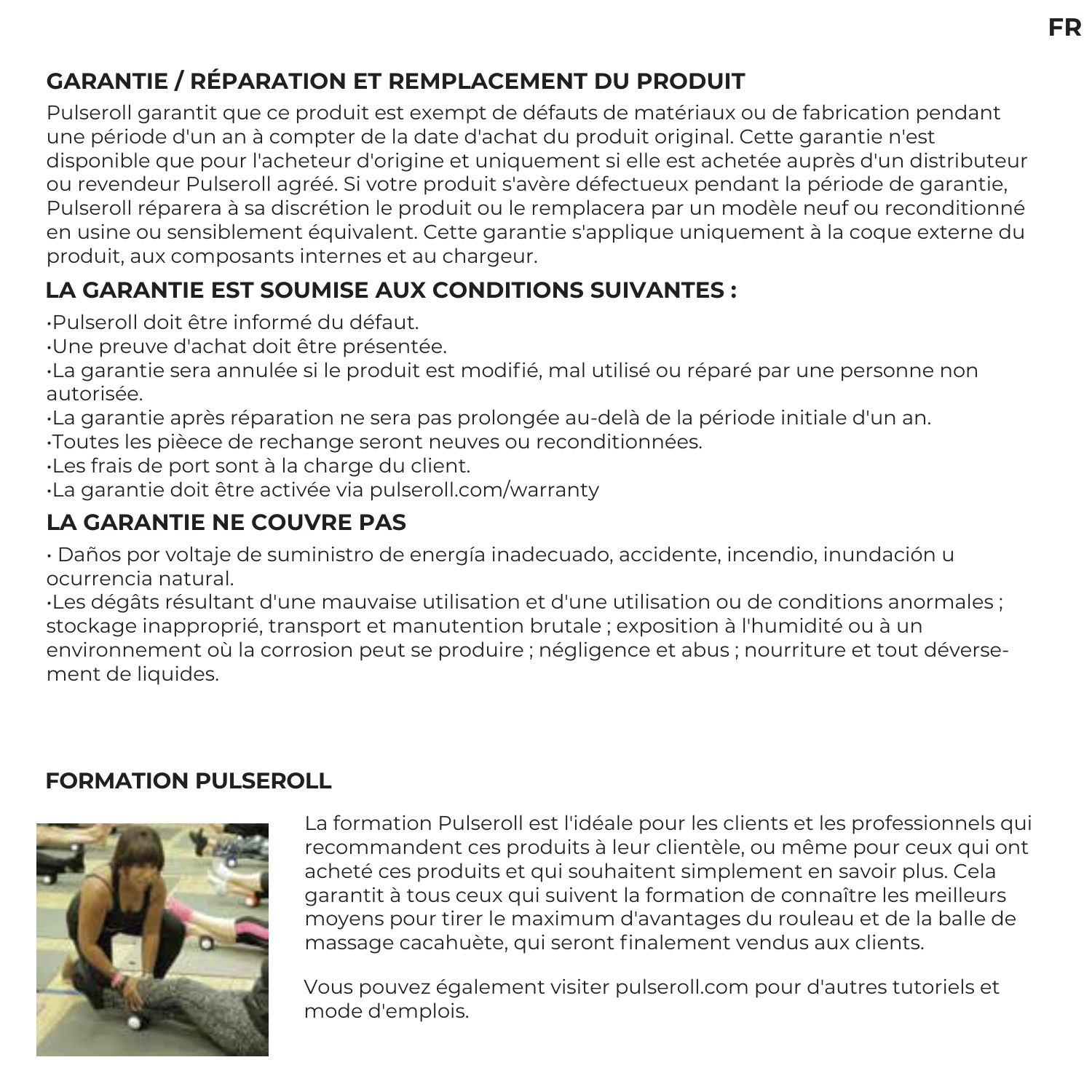## GARANTIE / RÉPARATION ET REMPLACEMENT DU PRODUIT

Pulseroll garantit que ce produit est exempt de défauts de matériaux ou de fabrication pendant une période d'un an à compter de la date d'achat du produit original. Cette garantie n'est disponible que pour l'acheteur d'origine et uniquement si elle est achetée auprès d'un distributeur ou revendeur Pulseroll agréé. Si votre produit s'avère défectueux pendant la période de garantie, Pulseroll réparera à sa discrétion le produit ou le remplacera par un modèle neuf ou reconditionné en usine ou sensiblement équivalent. Cette garantie s'applique uniquement à la coque externe du produit, aux composants internes et au chargeur.

## LA GARANTIE EST SOUMISE AUX CONDITIONS SUIVANTES :

- Pulseroll doit être informé du défaut.
- Une preuve d'achat doit être présentée.
- La garantie sera annulée si le produit est modifié, mal utilisé ou réparé par une personne non autorisée.
- La garantie après réparation ne sera pas prolongée au-delà de la période initiale d'un an.
- Toutes les pièece de rechange seront neuves ou reconditionnées.
- Les frais de port sont à la charge du client.
- La garantie doit être activée via pulseroll.com/warranty

## LA GARANTIE NE COUVRE PAS

- Daños por voltaje de suministro de energía inadecuado, accidente, incendio, inundación u ocurrencia natural.
- Les dégâts résultant d'une mauvaise utilisation et d'une utilisation ou de conditions anormales ; stockage inapproprié, transport et manutention brutale ; exposition à l'humidité ou à un environnement où la corrosion peut se produire ; négligence et abus ; nourriture et tout déversement de liquides.

## FORMATION PULSEROLL

La formation Pulseroll est l'idéale pour les clients et les professionnels qui recommandent ces produits à leur clientèle, ou même pour ceux qui ont acheté ces produits et qui souhaitent simplement en savoir plus. Cela garantit à tous ceux qui suivent la formation de connaître les meilleurs moyens pour tirer le maximum d'avantages du rouleau et de la balle de massage cacahuète, qui seront finalement vendus aux clients.

Vous pouvez également visiter pulseroll.com pour d'autres tutoriels et mode d'emplois.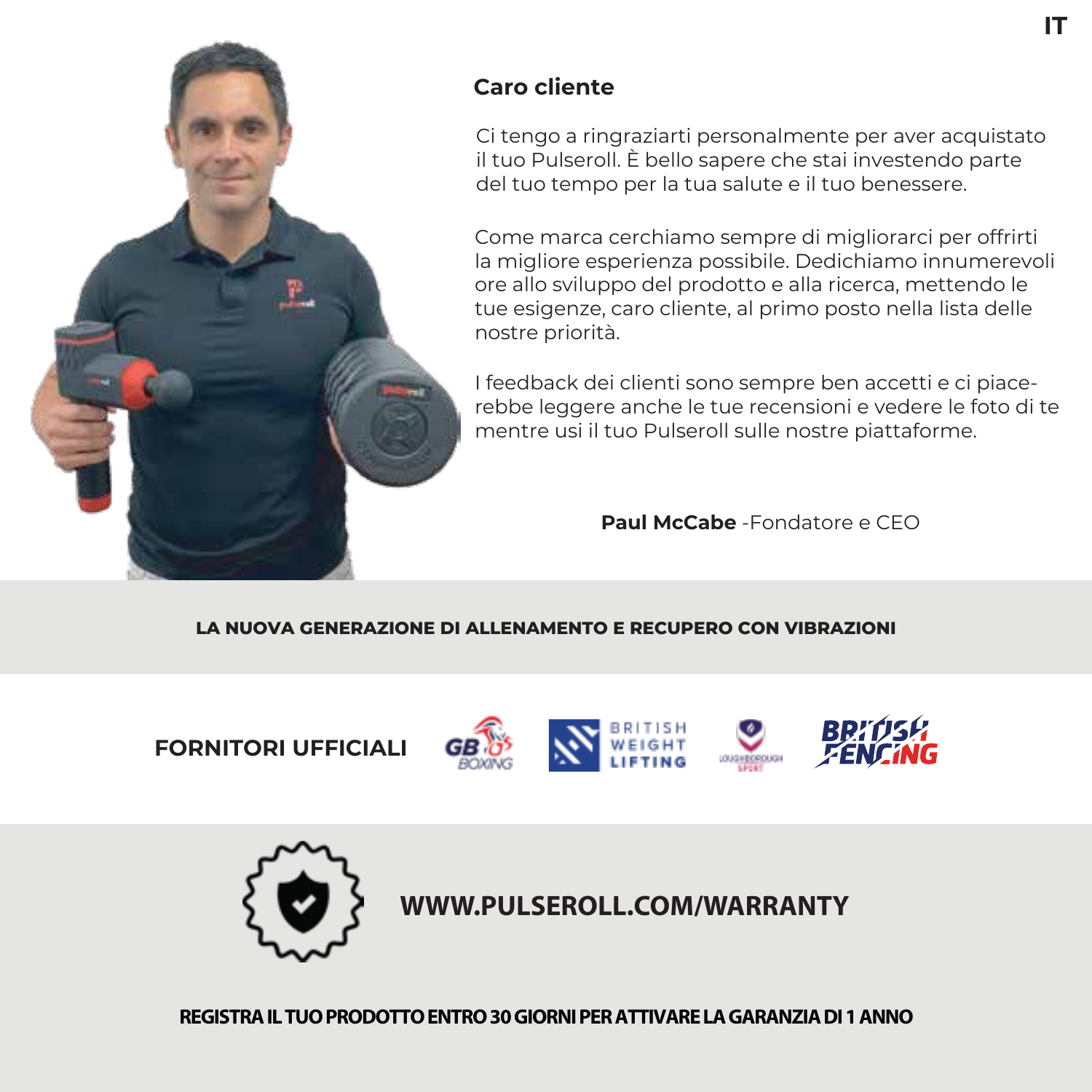## Caro cliente

Ci tengo a ringraziarti personalmente per aver acquistato il tuo Pulseroll. È bello sapere che stai investendo parte del tuo tempo per la tua salute e il tuo benessere.

Come marca cerchiamo sempre di migliorarci per offrirti la migliore esperienza possibile. Dedichiamo innumerevoli ore allo sviluppo del prodotto e alla ricerca, mettendo le tue esigenze, caro cliente, al primo posto nella lista delle nostre priorità.

I feedback dei clienti sono sempre ben accetti e ci piacerebbe leggere anche le tue recensioni e vedere le foto di te mentre usi il tuo Pulseroll sulle nostre piattaforme.

**Paul McCabe** -Fondatore e CEO

**LA NUOVA GENERAZIONE DI ALLENAMENTO E RECUPERO CON VIBRAZIONI**

**FORNITORI UFFICIALI**

GB BOXING · BRITISH WEIGHT LIFTING · LOUGHBOROUGH SPORT · BRITISH FENCING

**WWW.PULSEROLL.COM/WARRANTY**

**REGISTRA IL TUO PRODOTTO ENTRO 30 GIORNI PER ATTIVARE LA GARANZIA DI 1 ANNO**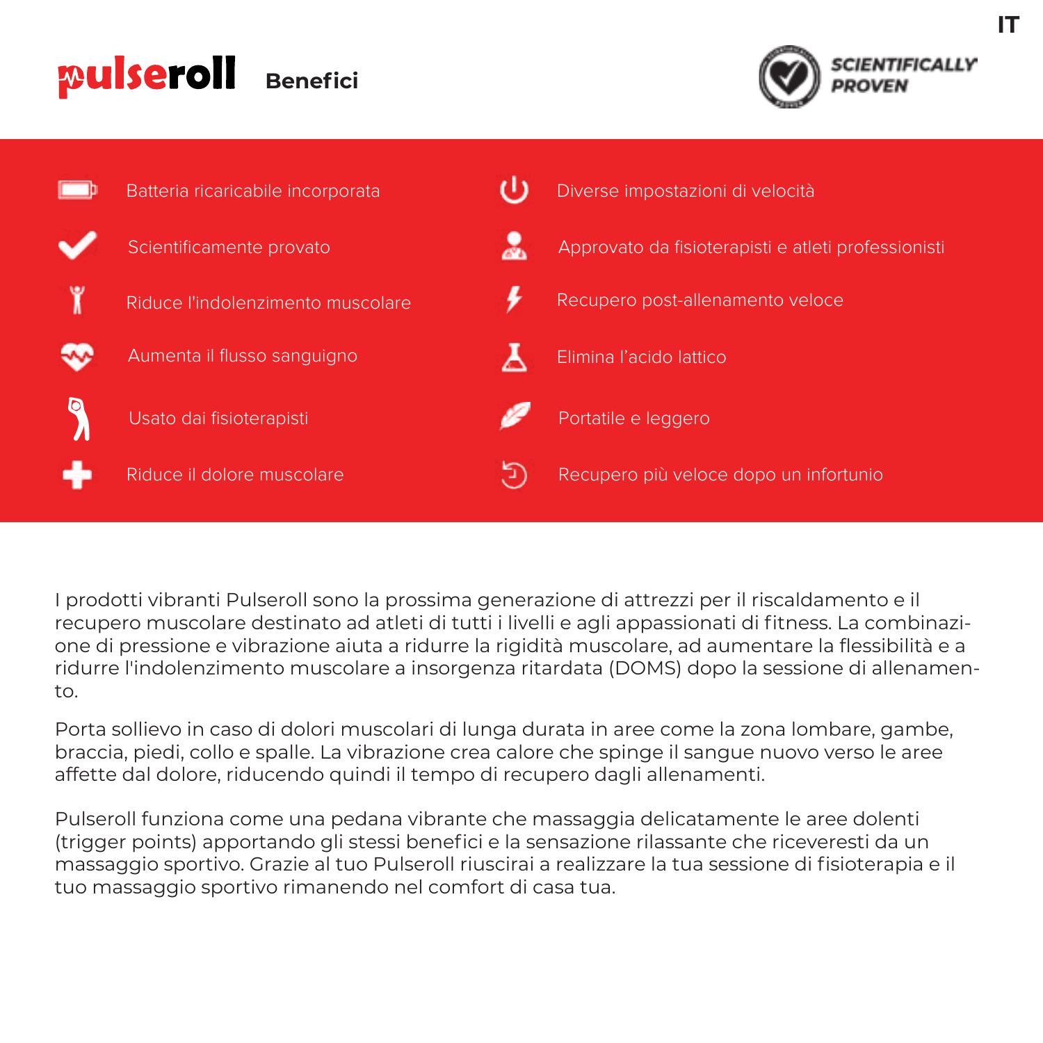IT

# pulseroll Benefici

SCIENTIFICALLY PROVEN

- Batteria ricaricabile incorporata
- Scientificamente provato
- Riduce l'indolenzimento muscolare
- Aumenta il flusso sanguigno
- Usato dai fisioterapisti
- Riduce il dolore muscolare
- Diverse impostazioni di velocità
- Approvato da fisioterapisti e atleti professionisti
- Recupero post-allenamento veloce
- Elimina l'acido lattico
- Portatile e leggero
- Recupero più veloce dopo un infortunio

I prodotti vibranti Pulseroll sono la prossima generazione di attrezzi per il riscaldamento e il recupero muscolare destinato ad atleti di tutti i livelli e agli appassionati di fitness. La combinazione di pressione e vibrazione aiuta a ridurre la rigidità muscolare, ad aumentare la flessibilità e a ridurre l'indolenzimento muscolare a insorgenza ritardata (DOMS) dopo la sessione di allenamento.

Porta sollievo in caso di dolori muscolari di lunga durata in aree come la zona lombare, gambe, braccia, piedi, collo e spalle. La vibrazione crea calore che spinge il sangue nuovo verso le aree affette dal dolore, riducendo quindi il tempo di recupero dagli allenamenti.

Pulseroll funziona come una pedana vibrante che massaggia delicatamente le aree dolenti (trigger points) apportando gli stessi benefici e la sensazione rilassante che riceveresti da un massaggio sportivo. Grazie al tuo Pulseroll riuscirai a realizzare la tua sessione di fisioterapia e il tuo massaggio sportivo rimanendo nel comfort di casa tua.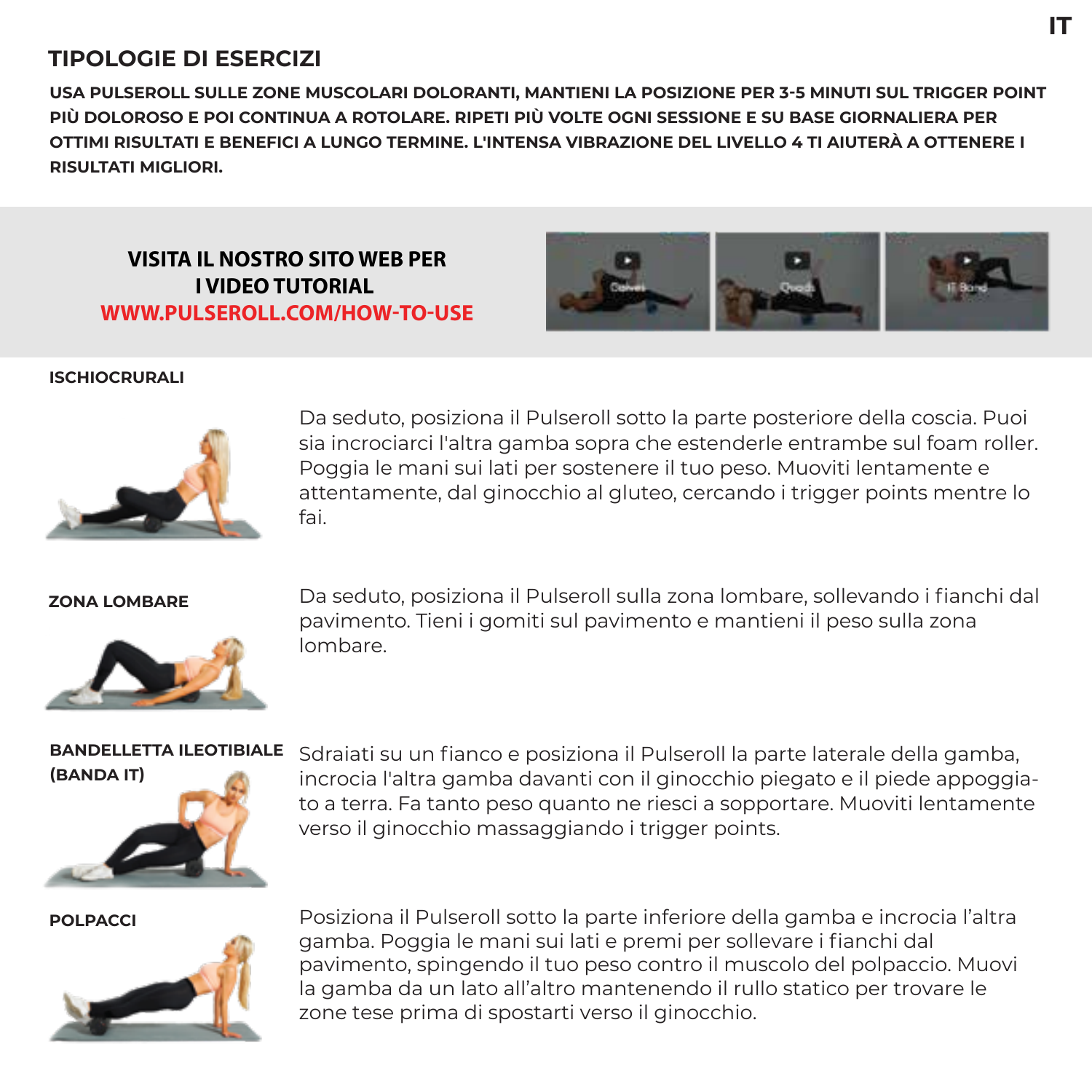## TIPOLOGIE DI ESERCIZI

**USA PULSEROLL SULLE ZONE MUSCOLARI DOLORANTI, MANTIENI LA POSIZIONE PER 3-5 MINUTI SUL TRIGGER POINT PIÙ DOLOROSO E POI CONTINUA A ROTOLARE. RIPETI PIÙ VOLTE OGNI SESSIONE E SU BASE GIORNALIERA PER OTTIMI RISULTATI E BENEFICI A LUNGO TERMINE. L'INTENSA VIBRAZIONE DEL LIVELLO 4 TI AIUTERÀ A OTTENERE I RISULTATI MIGLIORI.**

**VISITA IL NOSTRO SITO WEB PER I VIDEO TUTORIAL**
**WWW.PULSEROLL.COM/HOW-TO-USE**

Calves | Quads | IT Band

### ISCHIOCRURALI

Da seduto, posiziona il Pulseroll sotto la parte posteriore della coscia. Puoi sia incrociarci l'altra gamba sopra che estenderle entrambe sul foam roller. Poggia le mani sui lati per sostenere il tuo peso. Muoviti lentamente e attentamente, dal ginocchio al gluteo, cercando i trigger points mentre lo fai.

### ZONA LOMBARE

Da seduto, posiziona il Pulseroll sulla zona lombare, sollevando i fianchi dal pavimento. Tieni i gomiti sul pavimento e mantieni il peso sulla zona lombare.

### BANDELLETTA ILEOTIBIALE (BANDA IT)

Sdraiati su un fianco e posiziona il Pulseroll la parte laterale della gamba, incrocia l'altra gamba davanti con il ginocchio piegato e il piede appoggiato a terra. Fa tanto peso quanto ne riesci a sopportare. Muoviti lentamente verso il ginocchio massaggiando i trigger points.

### POLPACCI

Posiziona il Pulseroll sotto la parte inferiore della gamba e incrocia l'altra gamba. Poggia le mani sui lati e premi per sollevare i fianchi dal pavimento, spingendo il tuo peso contro il muscolo del polpaccio. Muovi la gamba da un lato all'altro mantenendo il rullo statico per trovare le zone tese prima di spostarti verso il ginocchio.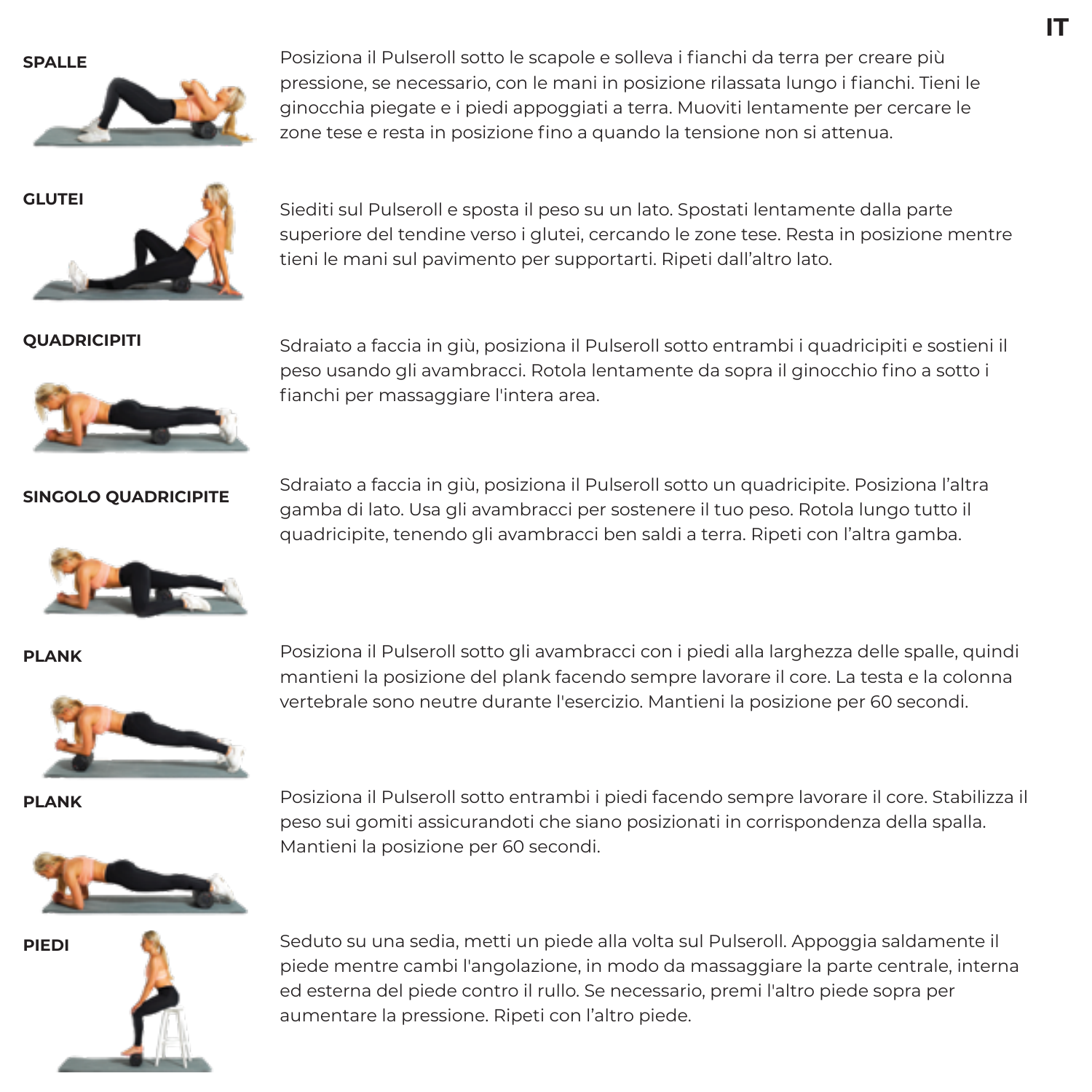**SPALLE**

Posiziona il Pulseroll sotto le scapole e solleva i fianchi da terra per creare più pressione, se necessario, con le mani in posizione rilassata lungo i fianchi. Tieni le ginocchia piegate e i piedi appoggiati a terra. Muoviti lentamente per cercare le zone tese e resta in posizione fino a quando la tensione non si attenua.

**GLUTEI**

Siediti sul Pulseroll e sposta il peso su un lato. Spostati lentamente dalla parte superiore del tendine verso i glutei, cercando le zone tese. Resta in posizione mentre tieni le mani sul pavimento per supportarti. Ripeti dall'altro lato.

**QUADRICIPITI**

Sdraiato a faccia in giù, posiziona il Pulseroll sotto entrambi i quadricipiti e sostieni il peso usando gli avambracci. Rotola lentamente da sopra il ginocchio fino a sotto i fianchi per massaggiare l'intera area.

**SINGOLO QUADRICIPITE**

Sdraiato a faccia in giù, posiziona il Pulseroll sotto un quadricipite. Posiziona l'altra gamba di lato. Usa gli avambracci per sostenere il tuo peso. Rotola lungo tutto il quadricipite, tenendo gli avambracci ben saldi a terra. Ripeti con l'altra gamba.

**PLANK**

Posiziona il Pulseroll sotto gli avambracci con i piedi alla larghezza delle spalle, quindi mantieni la posizione del plank facendo sempre lavorare il core. La testa e la colonna vertebrale sono neutre durante l'esercizio. Mantieni la posizione per 60 secondi.

**PLANK**

Posiziona il Pulseroll sotto entrambi i piedi facendo sempre lavorare il core. Stabilizza il peso sui gomiti assicurandoti che siano posizionati in corrispondenza della spalla. Mantieni la posizione per 60 secondi.

**PIEDI**

Seduto su una sedia, metti un piede alla volta sul Pulseroll. Appoggia saldamente il piede mentre cambi l'angolazione, in modo da massaggiare la parte centrale, interna ed esterna del piede contro il rullo. Se necessario, premi l'altro piede sopra per aumentare la pressione. Ripeti con l'altro piede.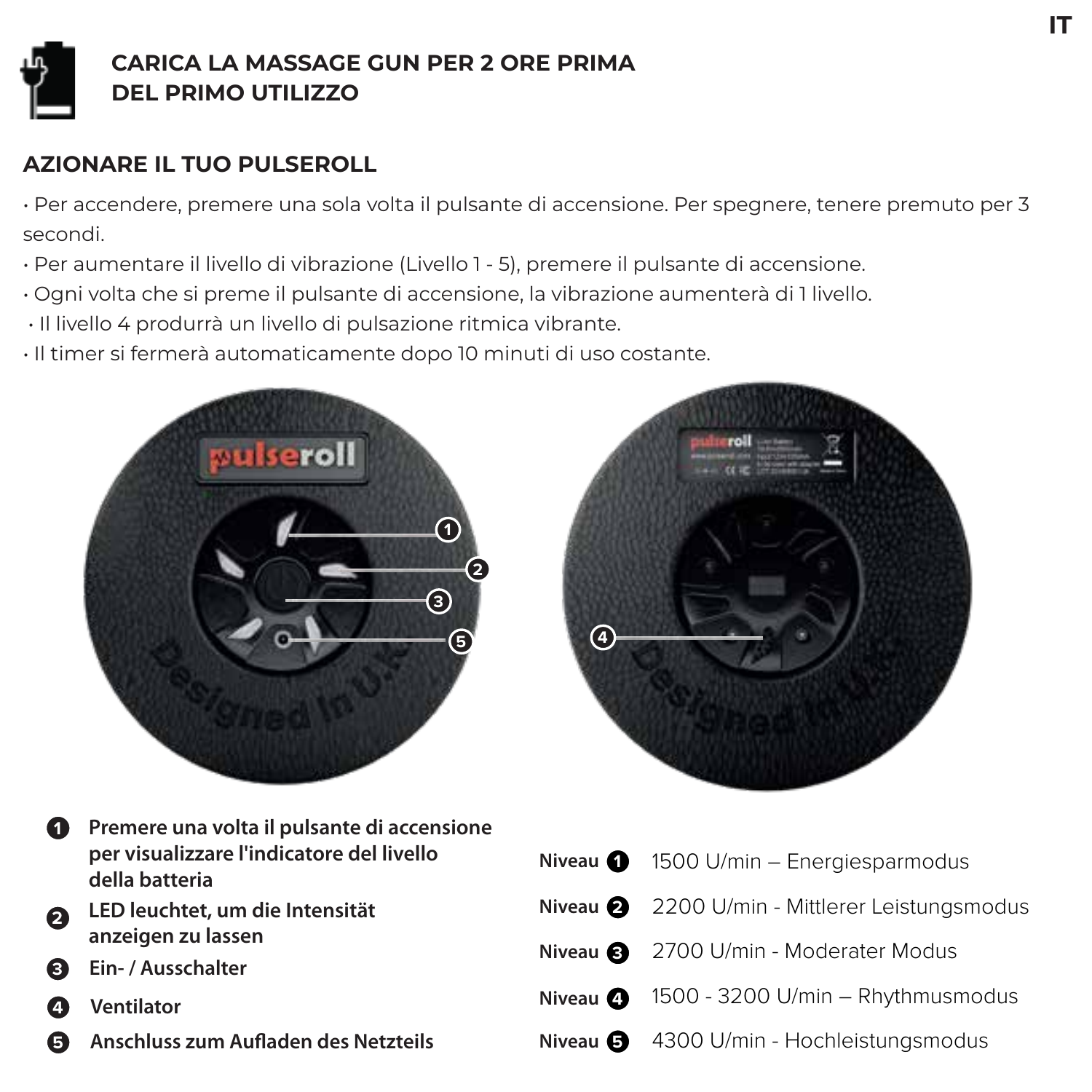## CARICA LA MASSAGE GUN PER 2 ORE PRIMA DEL PRIMO UTILIZZO

## AZIONARE IL TUO PULSEROLL

- Per accendere, premere una sola volta il pulsante di accensione. Per spegnere, tenere premuto per 3 secondi.
- Per aumentare il livello di vibrazione (Livello 1 - 5), premere il pulsante di accensione.
- Ogni volta che si preme il pulsante di accensione, la vibrazione aumenterà di 1 livello.
- Il livello 4 produrrà un livello di pulsazione ritmica vibrante.
- Il timer si fermerà automaticamente dopo 10 minuti di uso costante.

1. **Premere una volta il pulsante di accensione per visualizzare l'indicatore del livello della batteria**
2. **LED leuchtet, um die Intensität anzeigen zu lassen**
3. **Ein- / Ausschalter**
4. **Ventilator**
5. **Anschluss zum Aufladen des Netzteils**

| | |
|---|---|
| **Niveau 1** | 1500 U/min – Energiesparmodus |
| **Niveau 2** | 2200 U/min - Mittlerer Leistungsmodus |
| **Niveau 3** | 2700 U/min - Moderater Modus |
| **Niveau 4** | 1500 - 3200 U/min – Rhythmusmodus |
| **Niveau 5** | 4300 U/min - Hochleistungsmodus |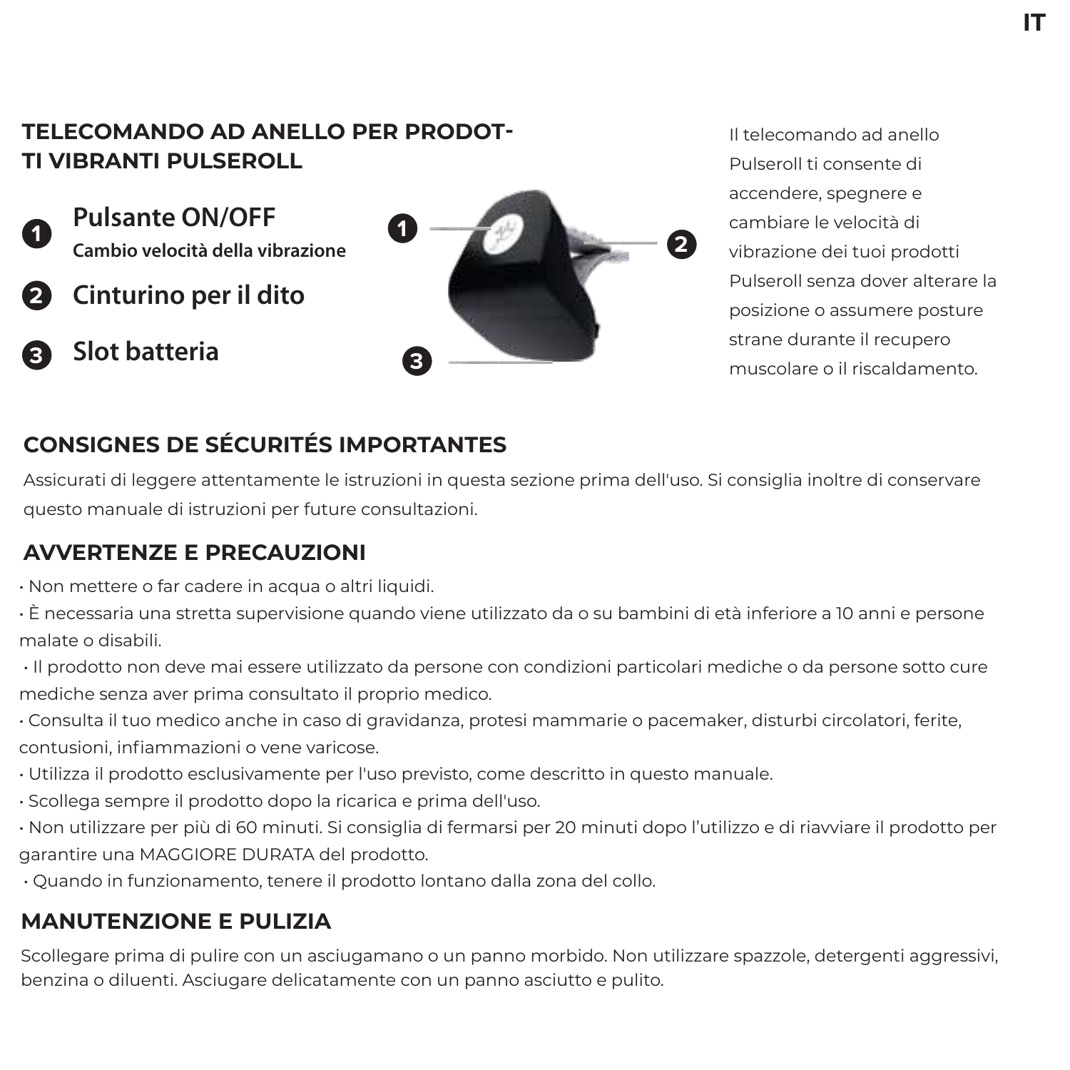## TELECOMANDO AD ANELLO PER PRODOTTI VIBRANTI PULSEROLL

1. **Pulsante ON/OFF**
   **Cambio velocità della vibrazione**
2. **Cinturino per il dito**
3. **Slot batteria**

Il telecomando ad anello Pulseroll ti consente di accendere, spegnere e cambiare le velocità di vibrazione dei tuoi prodotti Pulseroll senza dover alterare la posizione o assumere posture strane durante il recupero muscolare o il riscaldamento.

## CONSIGNES DE SÉCURITÉS IMPORTANTES

Assicurati di leggere attentamente le istruzioni in questa sezione prima dell'uso. Si consiglia inoltre di conservare questo manuale di istruzioni per future consultazioni.

## AVVERTENZE E PRECAUZIONI

- Non mettere o far cadere in acqua o altri liquidi.
- È necessaria una stretta supervisione quando viene utilizzato da o su bambini di età inferiore a 10 anni e persone malate o disabili.
- Il prodotto non deve mai essere utilizzato da persone con condizioni particolari mediche o da persone sotto cure mediche senza aver prima consultato il proprio medico.
- Consulta il tuo medico anche in caso di gravidanza, protesi mammarie o pacemaker, disturbi circolatori, ferite, contusioni, infiammazioni o vene varicose.
- Utilizza il prodotto esclusivamente per l'uso previsto, come descritto in questo manuale.
- Scollega sempre il prodotto dopo la ricarica e prima dell'uso.
- Non utilizzare per più di 60 minuti. Si consiglia di fermarsi per 20 minuti dopo l'utilizzo e di riavviare il prodotto per garantire una MAGGIORE DURATA del prodotto.
- Quando in funzionamento, tenere il prodotto lontano dalla zona del collo.

## MANUTENZIONE E PULIZIA

Scollegare prima di pulire con un asciugamano o un panno morbido. Non utilizzare spazzole, detergenti aggressivi, benzina o diluenti. Asciugare delicatamente con un panno asciutto e pulito.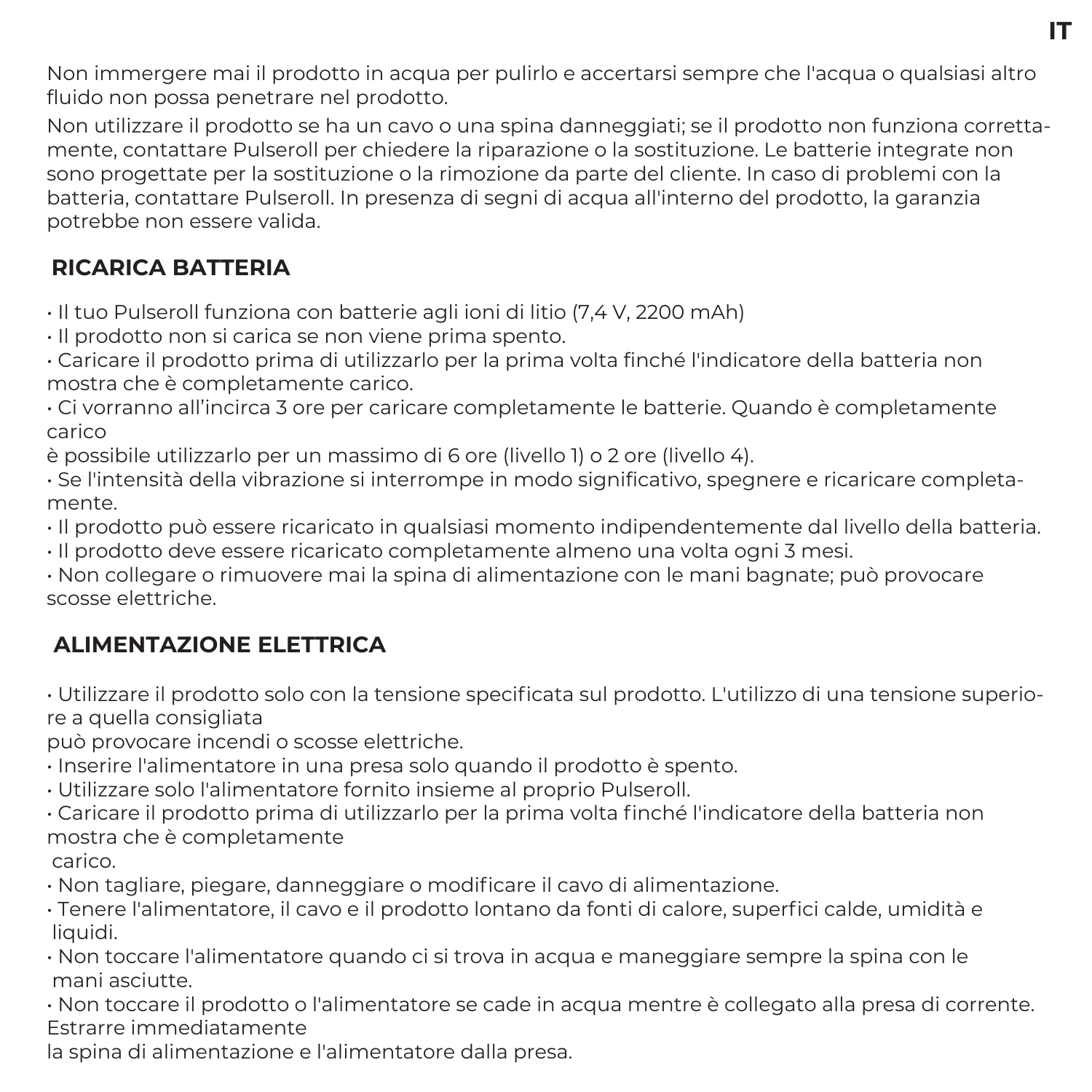Non immergere mai il prodotto in acqua per pulirlo e accertarsi sempre che l'acqua o qualsiasi altro fluido non possa penetrare nel prodotto.

Non utilizzare il prodotto se ha un cavo o una spina danneggiati; se il prodotto non funziona correttamente, contattare Pulseroll per chiedere la riparazione o la sostituzione. Le batterie integrate non sono progettate per la sostituzione o la rimozione da parte del cliente. In caso di problemi con la batteria, contattare Pulseroll. In presenza di segni di acqua all'interno del prodotto, la garanzia potrebbe non essere valida.

## RICARICA BATTERIA

- Il tuo Pulseroll funziona con batterie agli ioni di litio (7,4 V, 2200 mAh)
- Il prodotto non si carica se non viene prima spento.
- Caricare il prodotto prima di utilizzarlo per la prima volta finché l'indicatore della batteria non mostra che è completamente carico.
- Ci vorranno all'incirca 3 ore per caricare completamente le batterie. Quando è completamente carico è possibile utilizzarlo per un massimo di 6 ore (livello 1) o 2 ore (livello 4).
- Se l'intensità della vibrazione si interrompe in modo significativo, spegnere e ricaricare completamente.
- Il prodotto può essere ricaricato in qualsiasi momento indipendentemente dal livello della batteria.
- Il prodotto deve essere ricaricato completamente almeno una volta ogni 3 mesi.
- Non collegare o rimuovere mai la spina di alimentazione con le mani bagnate; può provocare scosse elettriche.

## ALIMENTAZIONE ELETTRICA

- Utilizzare il prodotto solo con la tensione specificata sul prodotto. L'utilizzo di una tensione superiore a quella consigliata può provocare incendi o scosse elettriche.
- Inserire l'alimentatore in una presa solo quando il prodotto è spento.
- Utilizzare solo l'alimentatore fornito insieme al proprio Pulseroll.
- Caricare il prodotto prima di utilizzarlo per la prima volta finché l'indicatore della batteria non mostra che è completamente carico.
- Non tagliare, piegare, danneggiare o modificare il cavo di alimentazione.
- Tenere l'alimentatore, il cavo e il prodotto lontano da fonti di calore, superfici calde, umidità e liquidi.
- Non toccare l'alimentatore quando ci si trova in acqua e maneggiare sempre la spina con le mani asciutte.
- Non toccare il prodotto o l'alimentatore se cade in acqua mentre è collegato alla presa di corrente. Estrarre immediatamente la spina di alimentazione e l'alimentatore dalla presa.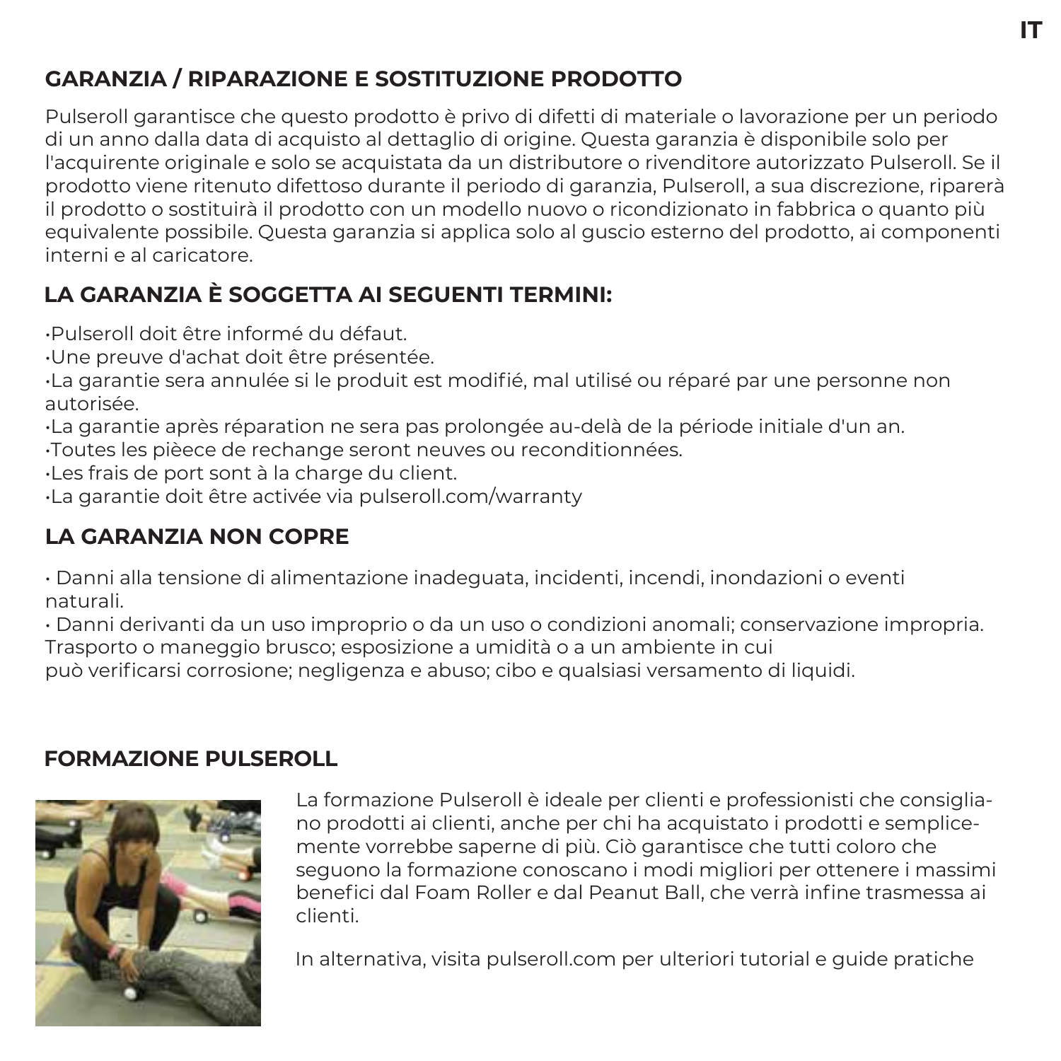## GARANZIA / RIPARAZIONE E SOSTITUZIONE PRODOTTO

Pulseroll garantisce che questo prodotto è privo di difetti di materiale o lavorazione per un periodo di un anno dalla data di acquisto al dettaglio di origine. Questa garanzia è disponibile solo per l'acquirente originale e solo se acquistata da un distributore o rivenditore autorizzato Pulseroll. Se il prodotto viene ritenuto difettoso durante il periodo di garanzia, Pulseroll, a sua discrezione, riparerà il prodotto o sostituirà il prodotto con un modello nuovo o ricondizionato in fabbrica o quanto più equivalente possibile. Questa garanzia si applica solo al guscio esterno del prodotto, ai componenti interni e al caricatore.

## LA GARANZIA È SOGGETTA AI SEGUENTI TERMINI:

- Pulseroll doit être informé du défaut.
- Une preuve d'achat doit être présentée.
- La garantie sera annulée si le produit est modifié, mal utilisé ou réparé par une personne non autorisée.
- La garantie après réparation ne sera pas prolongée au-delà de la période initiale d'un an.
- Toutes les pièece de rechange seront neuves ou reconditionnées.
- Les frais de port sont à la charge du client.
- La garantie doit être activée via pulseroll.com/warranty

## LA GARANZIA NON COPRE

- Danni alla tensione di alimentazione inadeguata, incidenti, incendi, inondazioni o eventi naturali.
- Danni derivanti da un uso improprio o da un uso o condizioni anomali; conservazione impropria. Trasporto o maneggio brusco; esposizione a umidità o a un ambiente in cui può verificarsi corrosione; negligenza e abuso; cibo e qualsiasi versamento di liquidi.

## FORMAZIONE PULSEROLL

La formazione Pulseroll è ideale per clienti e professionisti che consigliano prodotti ai clienti, anche per chi ha acquistato i prodotti e semplicemente vorrebbe saperne di più. Ciò garantisce che tutti coloro che seguono la formazione conoscano i modi migliori per ottenere i massimi benefici dal Foam Roller e dal Peanut Ball, che verrà infine trasmessa ai clienti.

In alternativa, visita pulseroll.com per ulteriori tutorial e guide pratiche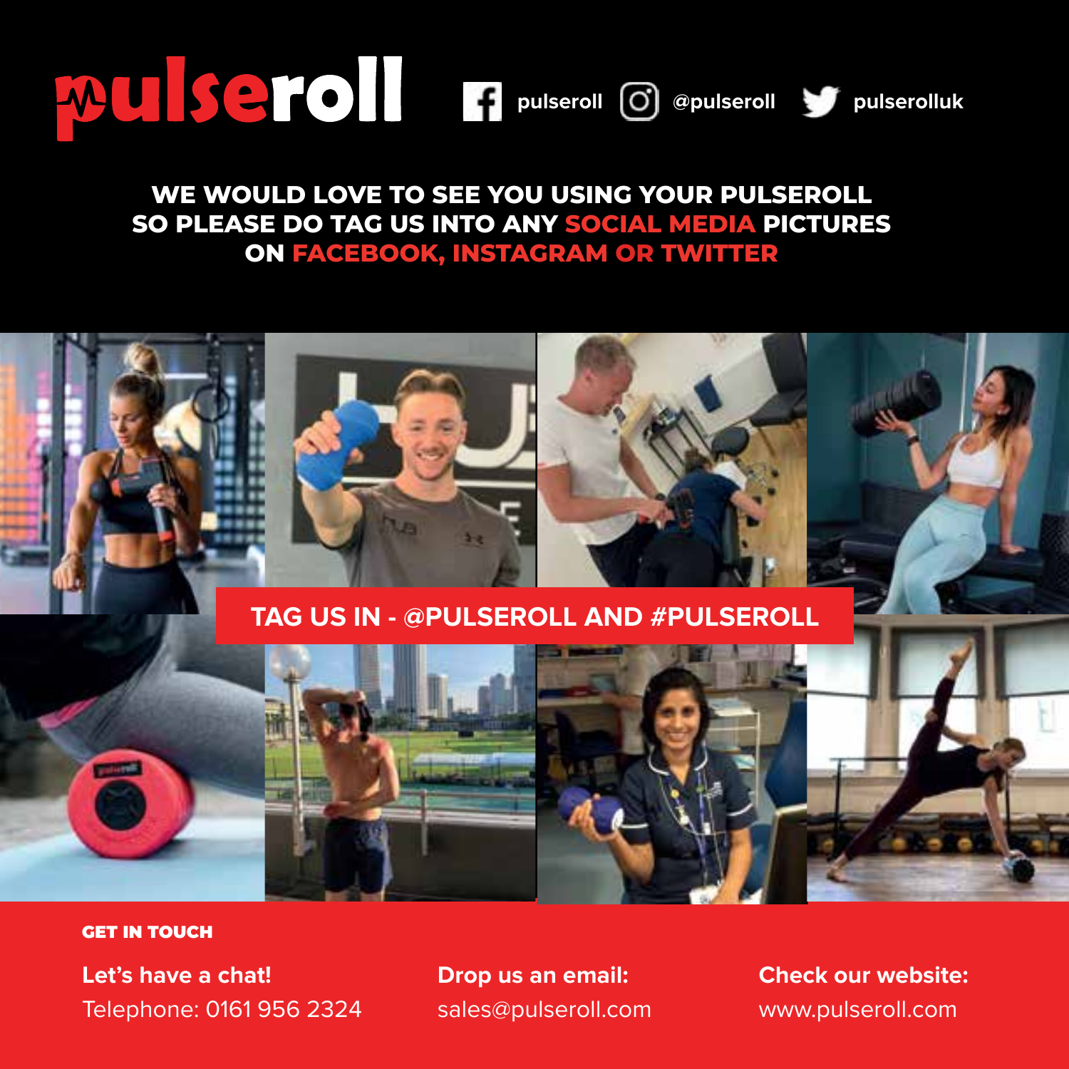# pulseroll

pulseroll @pulseroll pulserolluk

**WE WOULD LOVE TO SEE YOU USING YOUR PULSEROLL SO PLEASE DO TAG US INTO ANY SOCIAL MEDIA PICTURES ON FACEBOOK, INSTAGRAM OR TWITTER**

**TAG US IN - @PULSEROLL AND #PULSEROLL**

## GET IN TOUCH

**Let's have a chat!**
Telephone: 0161 956 2324

**Drop us an email:**
sales@pulseroll.com

**Check our website:**
www.pulseroll.com